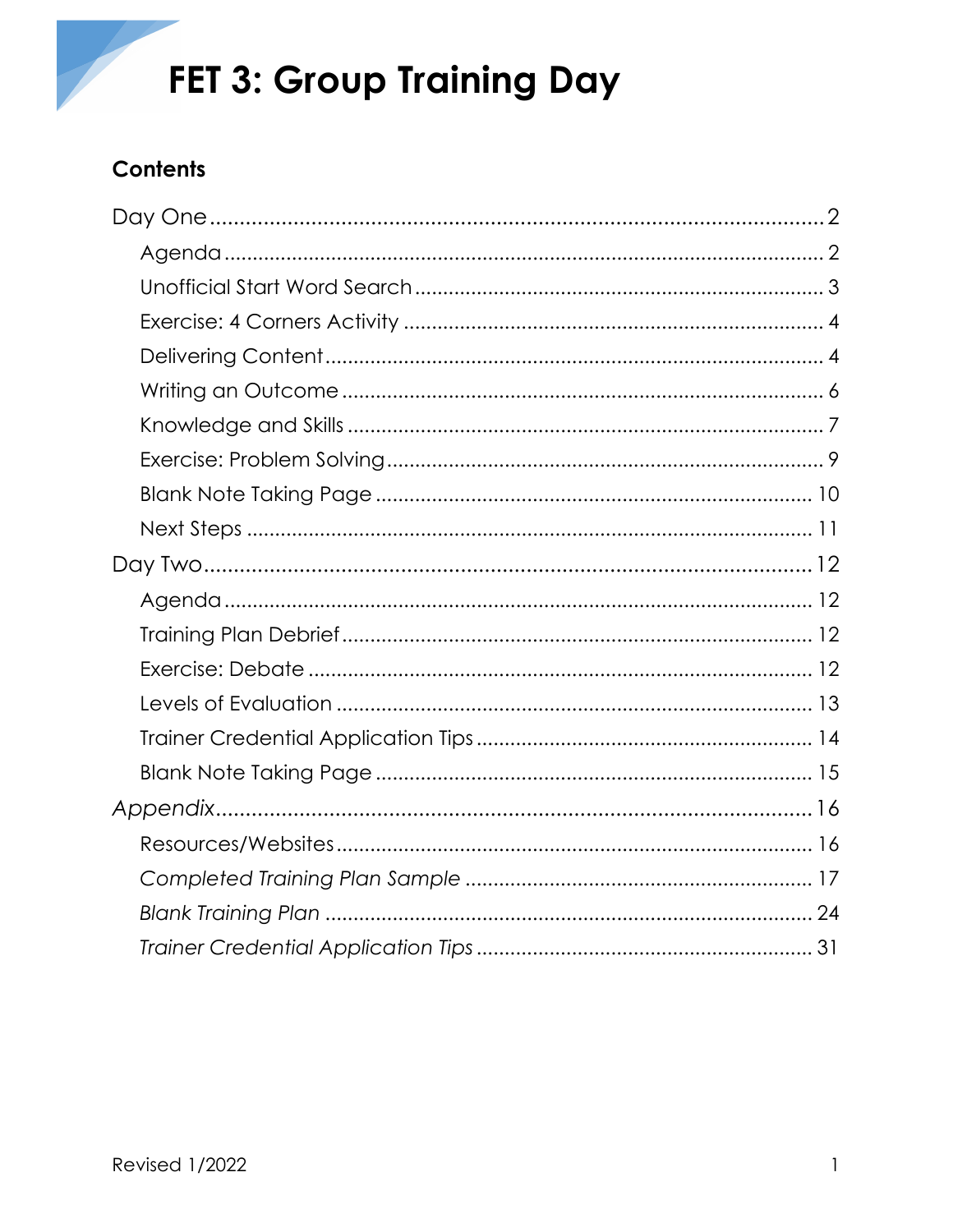# FET 3: Group Training Day

## Contents

- Day One ... 2
  - Agenda ... 2
  - Unofficial Start Word Search ... 3
  - Exercise: 4 Corners Activity ... 4
  - Delivering Content ... 4
  - Writing an Outcome ... 6
  - Knowledge and Skills ... 7
  - Exercise: Problem Solving ... 9
  - Blank Note Taking Page ... 10
  - Next Steps ... 11
- Day Two ... 12
  - Agenda ... 12
  - Training Plan Debrief ... 12
  - Exercise: Debate ... 12
  - Levels of Evaluation ... 13
  - Trainer Credential Application Tips ... 14
  - Blank Note Taking Page ... 15
- *Appendix* ... 16
  - Resources/Websites ... 16
  - *Completed Training Plan Sample* ... 17
  - *Blank Training Plan* ... 24
  - *Trainer Credential Application Tips* ... 31

Revised 1/2022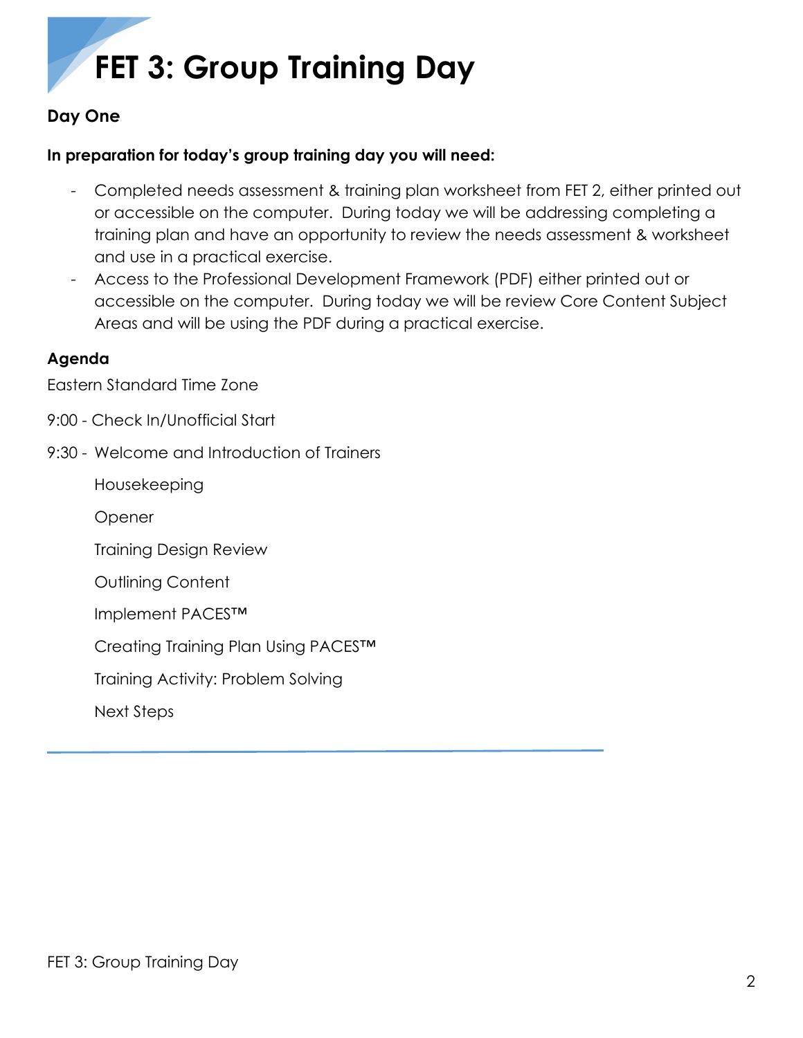# FET 3: Group Training Day

**Day One**

**In preparation for today's group training day you will need:**

- Completed needs assessment & training plan worksheet from FET 2, either printed out or accessible on the computer. During today we will be addressing completing a training plan and have an opportunity to review the needs assessment & worksheet and use in a practical exercise.
- Access to the Professional Development Framework (PDF) either printed out or accessible on the computer. During today we will be review Core Content Subject Areas and will be using the PDF during a practical exercise.

**Agenda**

Eastern Standard Time Zone

9:00 - Check In/Unofficial Start

9:30 - Welcome and Introduction of Trainers

Housekeeping

Opener

Training Design Review

Outlining Content

Implement PACES™

Creating Training Plan Using PACES™

Training Activity: Problem Solving

Next Steps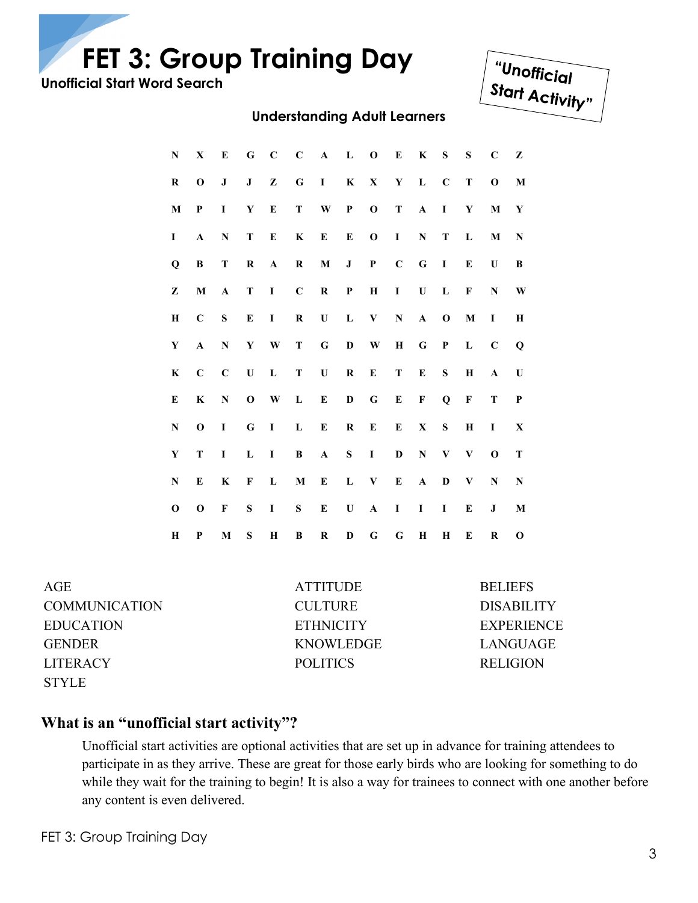# FET 3: Group Training Day

**Unofficial Start Word Search**

"Unofficial Start Activity"

## Understanding Adult Learners

```
N X E G C C A L O E K S S C Z
R O J J Z G I K X Y L C T O M
M P I Y E T W P O T A I Y M Y
I A N T E K E E O I N T L M N
Q B T R A R M J P C G I E U B
Z M A T I C R P H I U L F N W
H C S E I R U L V N A O M I H
Y A N Y W T G D W H G P L C Q
K C C U L T U R E T E S H A U
E K N O W L E D G E F Q F T P
N O I G I L E R E E X S H I X
Y T I L I B A S I D N V V O T
N E K F L M E L V E A D V N N
O O F S I S E U A I I I E J M
H P M S H B R D G G H H E R O
```

| | | |
|---|---|---|
| AGE | ATTITUDE | BELIEFS |
| COMMUNICATION | CULTURE | DISABILITY |
| EDUCATION | ETHNICITY | EXPERIENCE |
| GENDER | KNOWLEDGE | LANGUAGE |
| LITERACY | POLITICS | RELIGION |
| STYLE | | |

### What is an "unofficial start activity"?

Unofficial start activities are optional activities that are set up in advance for training attendees to participate in as they arrive. These are great for those early birds who are looking for something to do while they wait for the training to begin! It is also a way for trainees to connect with one another before any content is even delivered.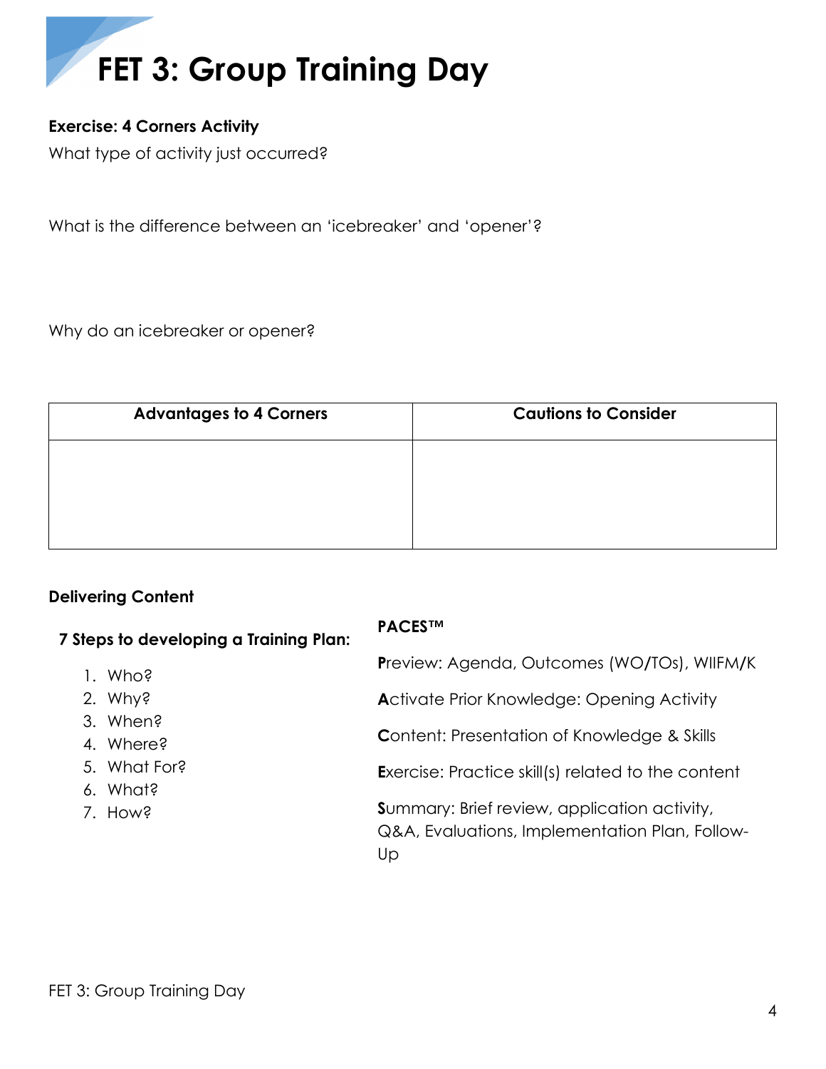# FET 3: Group Training Day

**Exercise: 4 Corners Activity**

What type of activity just occurred?

What is the difference between an 'icebreaker' and 'opener'?

Why do an icebreaker or opener?

| Advantages to 4 Corners | Cautions to Consider |
|---|---|
| | |

**Delivering Content**

**7 Steps to developing a Training Plan:**

1. Who?
2. Why?
3. When?
4. Where?
5. What For?
6. What?
7. How?

**PACES™**

**P**review: Agenda, Outcomes (WO/TOs), WIIFM/K

**A**ctivate Prior Knowledge: Opening Activity

**C**ontent: Presentation of Knowledge & Skills

**E**xercise: Practice skill(s) related to the content

**S**ummary: Brief review, application activity, Q&A, Evaluations, Implementation Plan, Follow-Up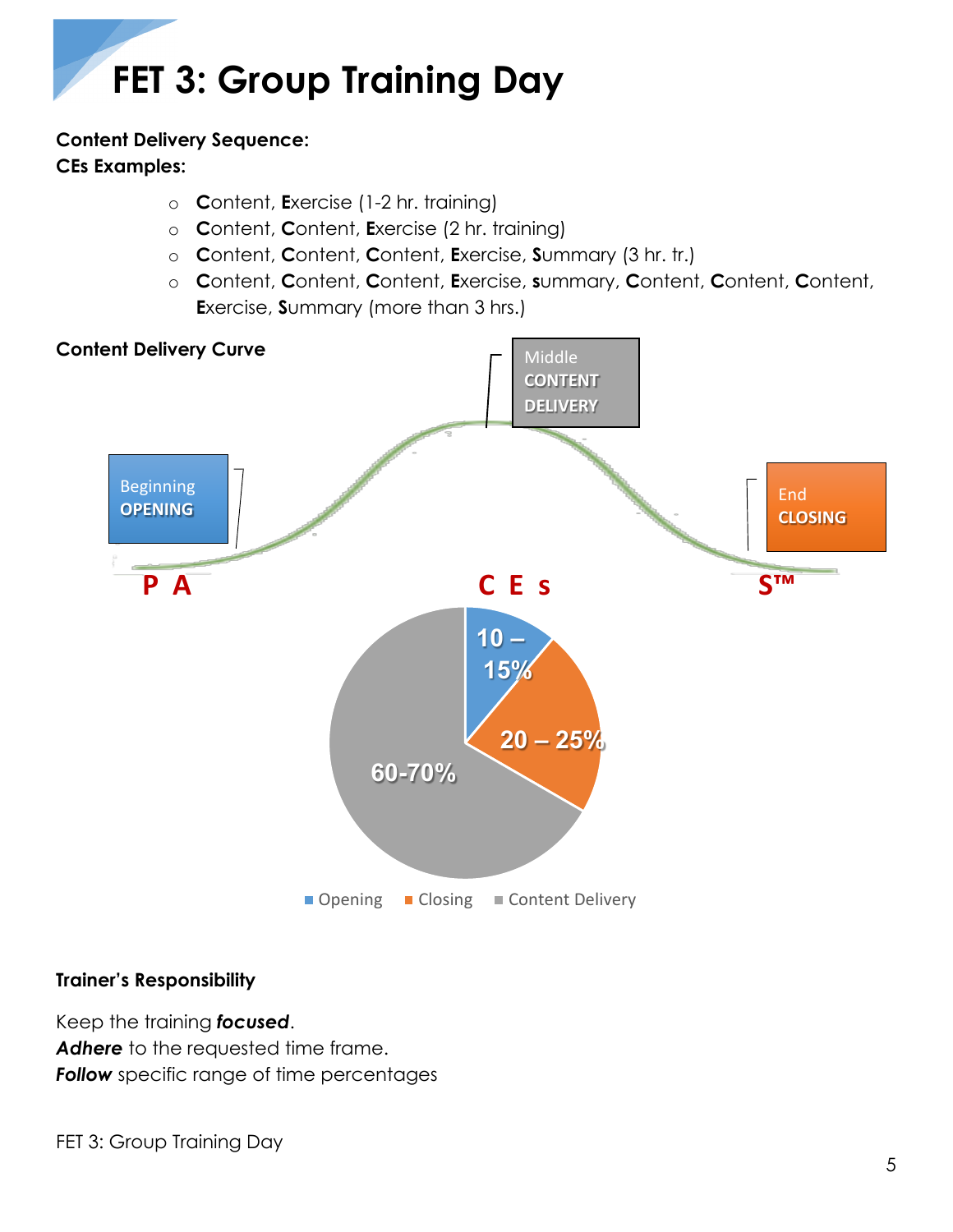# FET 3: Group Training Day

**Content Delivery Sequence:**
**CEs Examples:**

- **C**ontent, **E**xercise (1-2 hr. training)
- **C**ontent, **C**ontent, **E**xercise (2 hr. training)
- **C**ontent, **C**ontent, **C**ontent, **E**xercise, **S**ummary (3 hr. tr.)
- **C**ontent, **C**ontent, **C**ontent, **E**xercise, **s**ummary, **C**ontent, **C**ontent, **C**ontent, **E**xercise, **S**ummary (more than 3 hrs.)

**Content Delivery Curve**

Beginning **OPENING** — Middle **CONTENT DELIVERY** — End **CLOSING**

P A — C E s — S™

- Opening: 10 – 15%
- Closing: 20 – 25%
- Content Delivery: 60-70%

**Trainer's Responsibility**

Keep the training ***focused***.
***Adhere*** to the requested time frame.
***Follow*** specific range of time percentages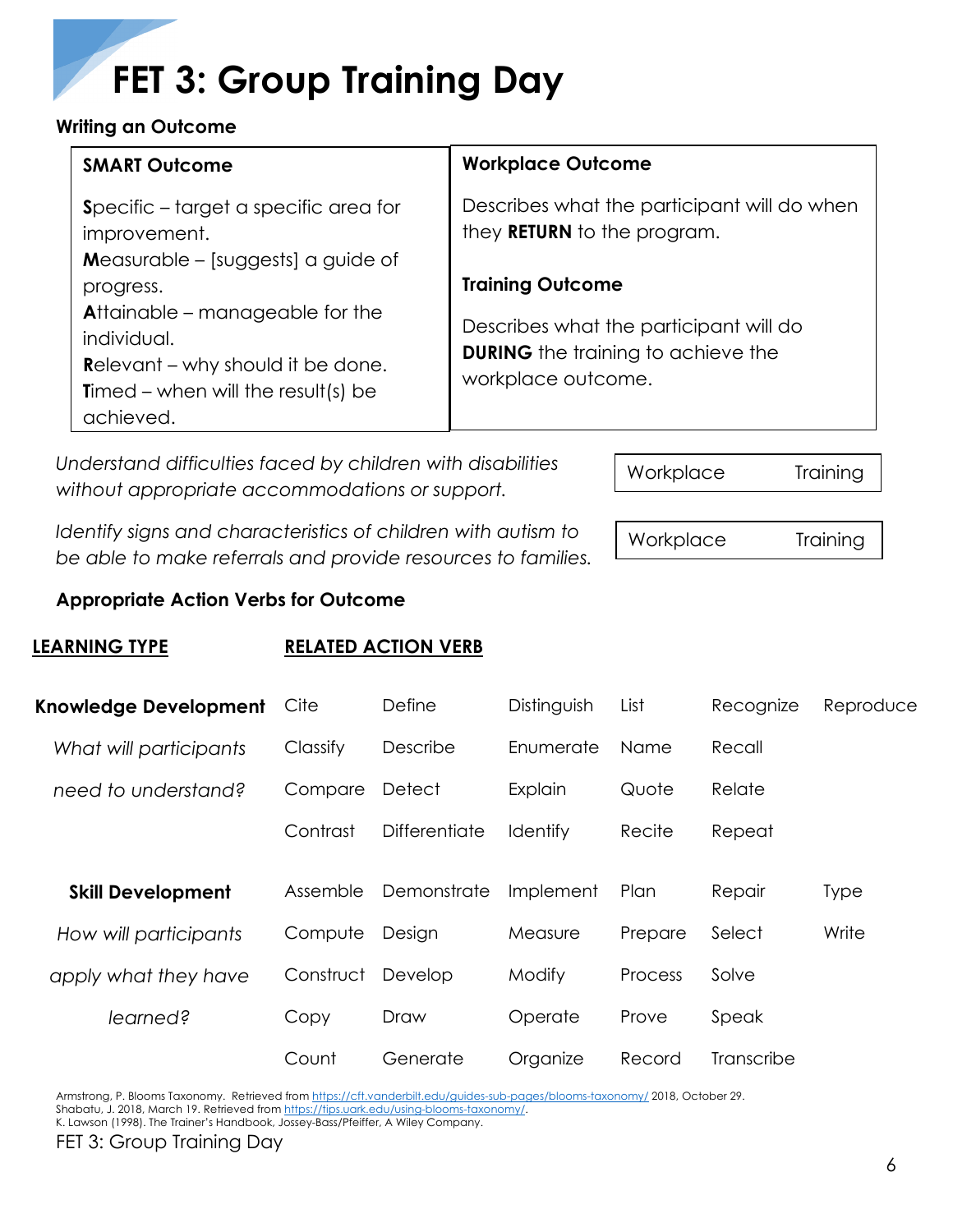# FET 3: Group Training Day

**Writing an Outcome**

| **SMART Outcome** | **Workplace Outcome** |
|---|---|
| **S**pecific – target a specific area for improvement.<br>**M**easurable – [suggests] a guide of progress.<br>**A**ttainable – manageable for the individual.<br>**R**elevant – why should it be done.<br>**T**imed – when will the result(s) be achieved. | Describes what the participant will do when they **RETURN** to the program.<br><br>**Training Outcome**<br><br>Describes what the participant will do **DURING** the training to achieve the workplace outcome. |

*Understand difficulties faced by children with disabilities without appropriate accommodations or support.*

| Workplace | Training |
|---|---|

*Identify signs and characteristics of children with autism to be able to make referrals and provide resources to families.*

| Workplace | Training |
|---|---|

**Appropriate Action Verbs for Outcome**

| **LEARNING TYPE** | **RELATED ACTION VERB** | | | | | |
|---|---|---|---|---|---|---|
| **Knowledge Development** | Cite | Define | Distinguish | List | Recognize | Reproduce |
| *What will participants* | Classify | Describe | Enumerate | Name | Recall | |
| *need to understand?* | Compare | Detect | Explain | Quote | Relate | |
| | Contrast | Differentiate | Identify | Recite | Repeat | |
| **Skill Development** | Assemble | Demonstrate | Implement | Plan | Repair | Type |
| *How will participants* | Compute | Design | Measure | Prepare | Select | Write |
| *apply what they have* | Construct | Develop | Modify | Process | Solve | |
| *learned?* | Copy | Draw | Operate | Prove | Speak | |
| | Count | Generate | Organize | Record | Transcribe | |

Armstrong, P. Blooms Taxonomy. Retrieved from https://cft.vanderbilt.edu/guides-sub-pages/blooms-taxonomy/ 2018, October 29.
Shabatu, J. 2018, March 19. Retrieved from https://tips.uark.edu/using-blooms-taxonomy/.
K. Lawson (1998). The Trainer's Handbook, Jossey-Bass/Pfeiffer, A Wiley Company.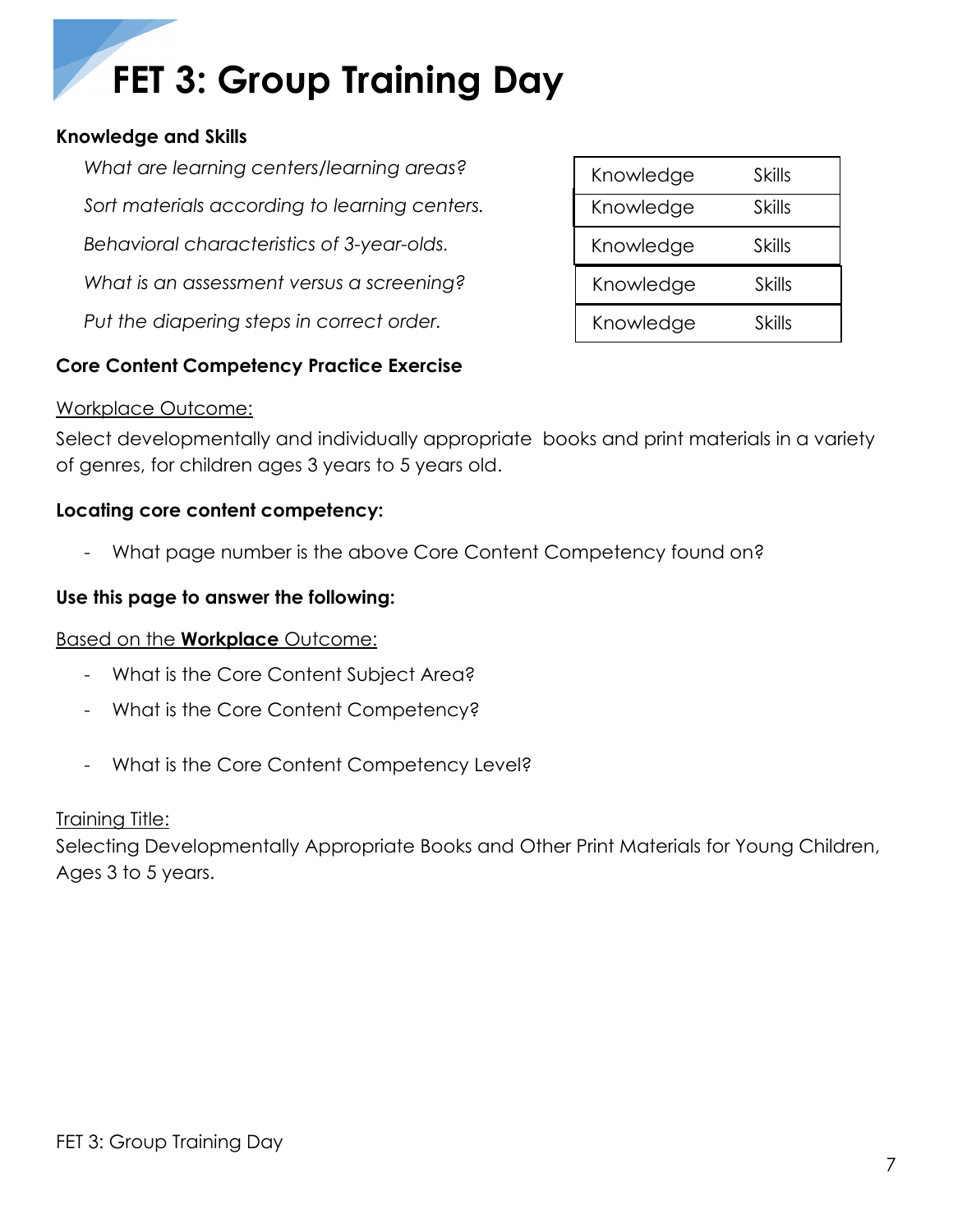# FET 3: Group Training Day

**Knowledge and Skills**

| Item | Knowledge | Skills |
|---|---|---|
| *What are learning centers/learning areas?* | Knowledge | Skills |
| *Sort materials according to learning centers.* | Knowledge | Skills |
| *Behavioral characteristics of 3-year-olds.* | Knowledge | Skills |
| *What is an assessment versus a screening?* | Knowledge | Skills |
| *Put the diapering steps in correct order.* | Knowledge | Skills |

**Core Content Competency Practice Exercise**

<u>Workplace Outcome:</u>
Select developmentally and individually appropriate books and print materials in a variety of genres, for children ages 3 years to 5 years old.

**Locating core content competency:**

- What page number is the above Core Content Competency found on?

**Use this page to answer the following:**

<u>Based on the **Workplace** Outcome:</u>

- What is the Core Content Subject Area?
- What is the Core Content Competency?
- What is the Core Content Competency Level?

<u>Training Title:</u>
Selecting Developmentally Appropriate Books and Other Print Materials for Young Children, Ages 3 to 5 years.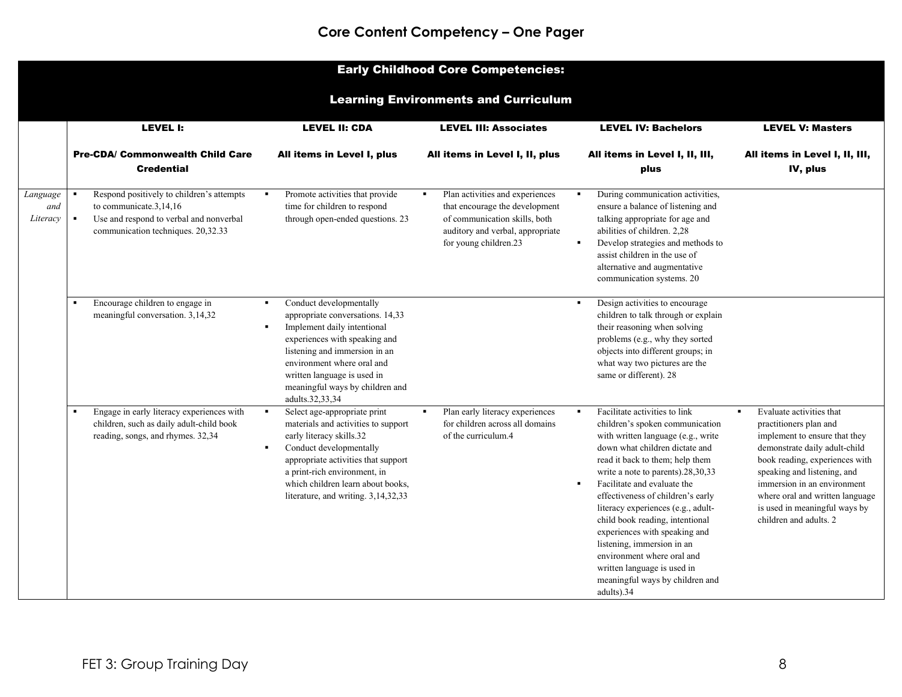# Core Content Competency – One Pager

| Early Childhood Core Competencies: Learning Environments and Curriculum | | | | | |
|---|---|---|---|---|---|
| | **LEVEL I: Pre-CDA/ Commonwealth Child Care Credential** | **LEVEL II: CDA All items in Level I, plus** | **LEVEL III: Associates All items in Level I, II, plus** | **LEVEL IV: Bachelors All items in Level I, II, III, plus** | **LEVEL V: Masters All items in Level I, II, III, IV, plus** |
| *Language and Literacy* | ▪ Respond positively to children's attempts to communicate.3,14,16<br>▪ Use and respond to verbal and nonverbal communication techniques. 20,32.33 | ▪ Promote activities that provide time for children to respond through open-ended questions. 23 | ▪ Plan activities and experiences that encourage the development of communication skills, both auditory and verbal, appropriate for young children.23 | ▪ During communication activities, ensure a balance of listening and talking appropriate for age and abilities of children. 2,28<br>▪ Develop strategies and methods to assist children in the use of alternative and augmentative communication systems. 20 | |
| | ▪ Encourage children to engage in meaningful conversation. 3,14,32 | ▪ Conduct developmentally appropriate conversations. 14,33<br>▪ Implement daily intentional experiences with speaking and listening and immersion in an environment where oral and written language is used in meaningful ways by children and adults.32,33,34 | | ▪ Design activities to encourage children to talk through or explain their reasoning when solving problems (e.g., why they sorted objects into different groups; in what way two pictures are the same or different). 28 | |
| | ▪ Engage in early literacy experiences with children, such as daily adult-child book reading, songs, and rhymes. 32,34 | ▪ Select age-appropriate print materials and activities to support early literacy skills.32<br>▪ Conduct developmentally appropriate activities that support a print-rich environment, in which children learn about books, literature, and writing. 3,14,32,33 | ▪ Plan early literacy experiences for children across all domains of the curriculum.4 | ▪ Facilitate activities to link children's spoken communication with written language (e.g., write down what children dictate and read it back to them; help them write a note to parents).28,30,33<br>▪ Facilitate and evaluate the effectiveness of children's early literacy experiences (e.g., adult-child book reading, intentional experiences with speaking and listening, immersion in an environment where oral and written language is used in meaningful ways by children and adults).34 | ▪ Evaluate activities that practitioners plan and implement to ensure that they demonstrate daily adult-child book reading, experiences with speaking and listening, and immersion in an environment where oral and written language is used in meaningful ways by children and adults. 2 |

FET 3: Group Training Day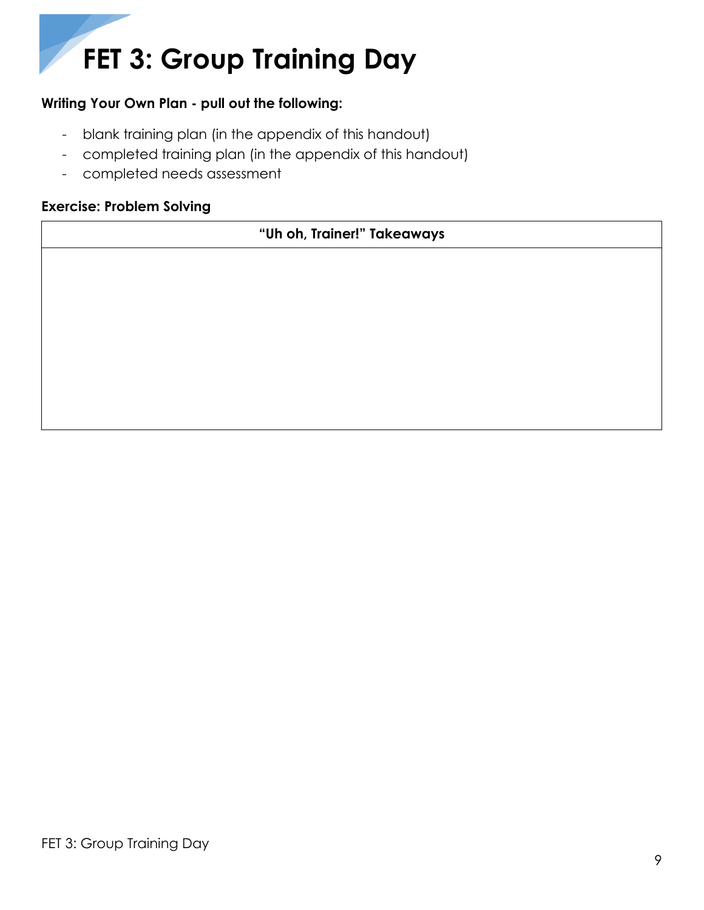# FET 3: Group Training Day

**Writing Your Own Plan - pull out the following:**

- blank training plan (in the appendix of this handout)
- completed training plan (in the appendix of this handout)
- completed needs assessment

**Exercise: Problem Solving**

| "Uh oh, Trainer!" Takeaways |
|---|
| |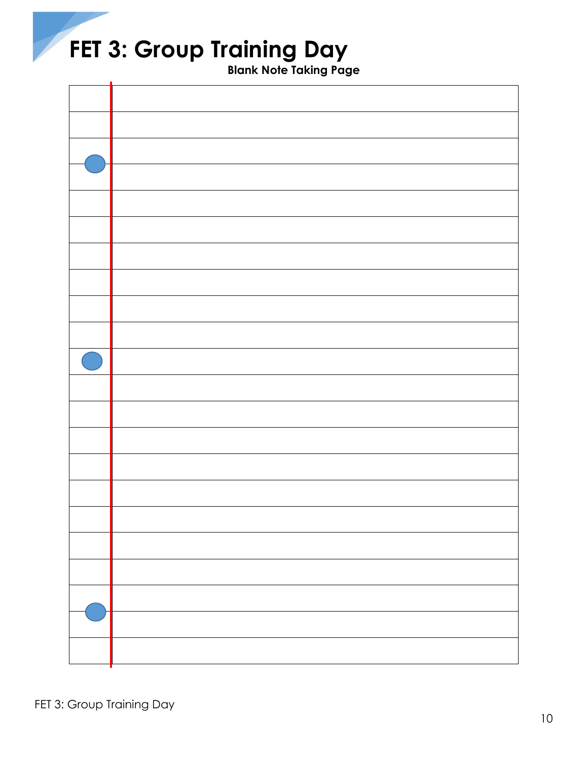# FET 3: Group Training Day

**Blank Note Taking Page**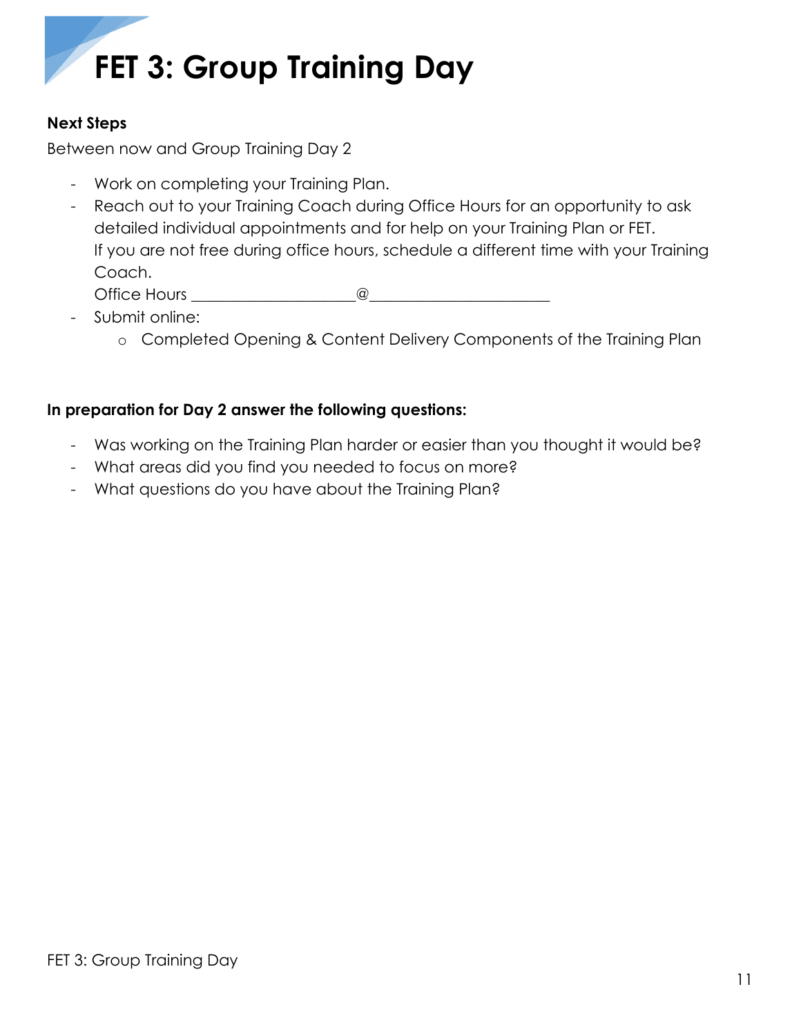# FET 3: Group Training Day

**Next Steps**

Between now and Group Training Day 2

- Work on completing your Training Plan.
- Reach out to your Training Coach during Office Hours for an opportunity to ask detailed individual appointments and for help on your Training Plan or FET. If you are not free during office hours, schedule a different time with your Training Coach.
  Office Hours ____________________@______________________
- Submit online:
  - Completed Opening & Content Delivery Components of the Training Plan

**In preparation for Day 2 answer the following questions:**

- Was working on the Training Plan harder or easier than you thought it would be?
- What areas did you find you needed to focus on more?
- What questions do you have about the Training Plan?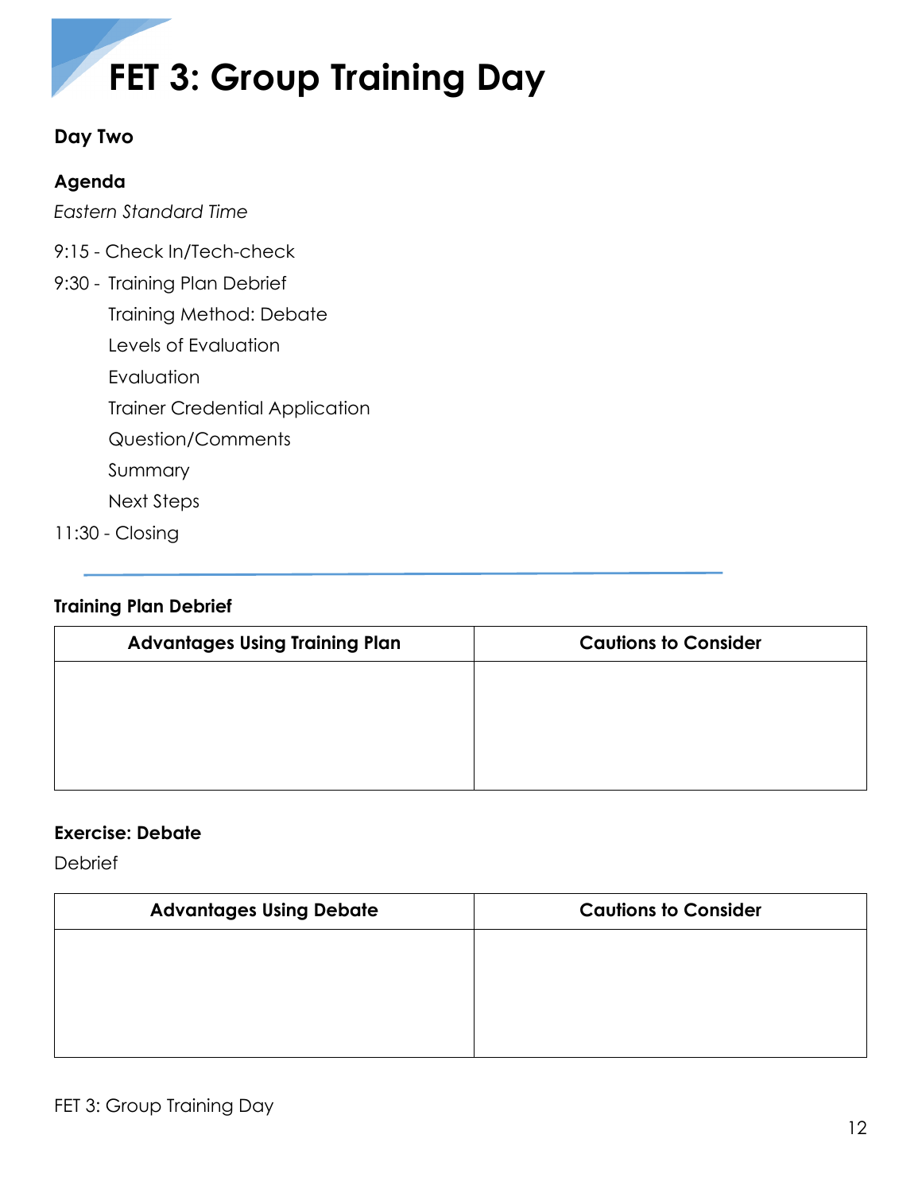# FET 3: Group Training Day

**Day Two**

**Agenda**

*Eastern Standard Time*

9:15 - Check In/Tech-check

9:30 - Training Plan Debrief

- Training Method: Debate
- Levels of Evaluation
- Evaluation
- Trainer Credential Application
- Question/Comments
- Summary
- Next Steps

11:30 - Closing

---

**Training Plan Debrief**

| Advantages Using Training Plan | Cautions to Consider |
| --- | --- |
| | |

**Exercise: Debate**

Debrief

| Advantages Using Debate | Cautions to Consider |
| --- | --- |
| | |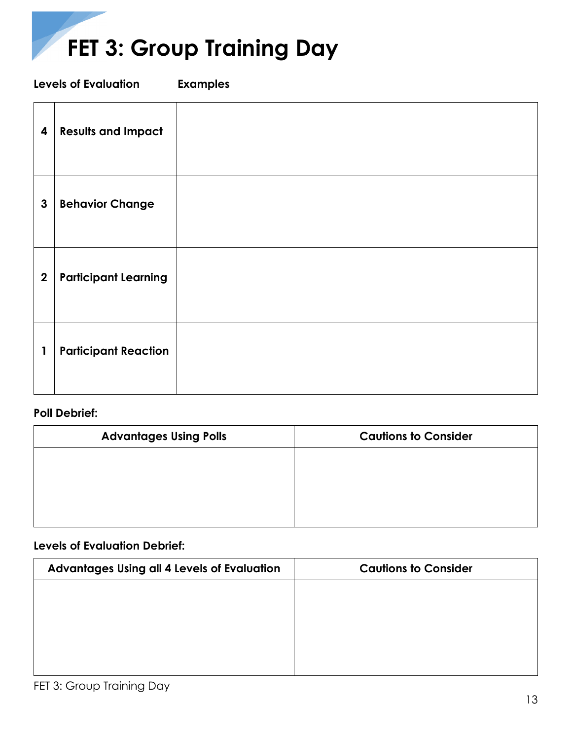# FET 3: Group Training Day

| | Levels of Evaluation | Examples |
|---|---|---|
| 4 | **Results and Impact** | |
| 3 | **Behavior Change** | |
| 2 | **Participant Learning** | |
| 1 | **Participant Reaction** | |

**Poll Debrief:**

| Advantages Using Polls | Cautions to Consider |
|---|---|
| | |

**Levels of Evaluation Debrief:**

| Advantages Using all 4 Levels of Evaluation | Cautions to Consider |
|---|---|
| | |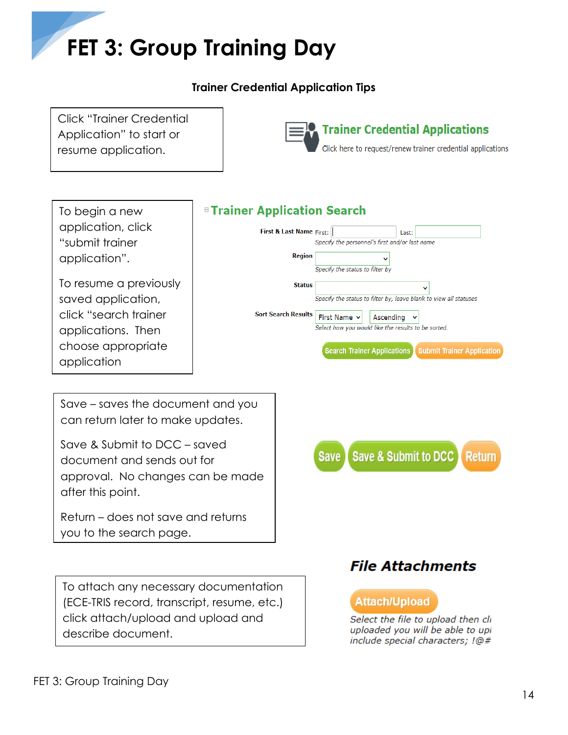# FET 3: Group Training Day

**Trainer Credential Application Tips**

Click "Trainer Credential Application" to start or resume application.

**Trainer Credential Applications**

Click here to request/renew trainer credential applications

To begin a new application, click "submit trainer application".

To resume a previously saved application, click "search trainer applications. Then choose appropriate application

**Trainer Application Search**

**First & Last Name** First: Last:

*Specify the personnel's first and/or last name*

**Region**

*Specify the status to filter by*

**Status**

*Specify the status to filter by, leave blank to view all statuses*

**Sort Search Results** First Name Ascending

*Select how you would like the results to be sorted.*

Search Trainer Applications | Submit Trainer Application

Save – saves the document and you can return later to make updates.

Save & Submit to DCC – saved document and sends out for approval. No changes can be made after this point.

Return – does not save and returns you to the search page.

Save | Save & Submit to DCC | Return

## *File Attachments*

To attach any necessary documentation (ECE-TRIS record, transcript, resume, etc.) click attach/upload and upload and describe document.

Attach/Upload

*Select the file to upload then cli uploaded you will be able to upl include special characters; !@#*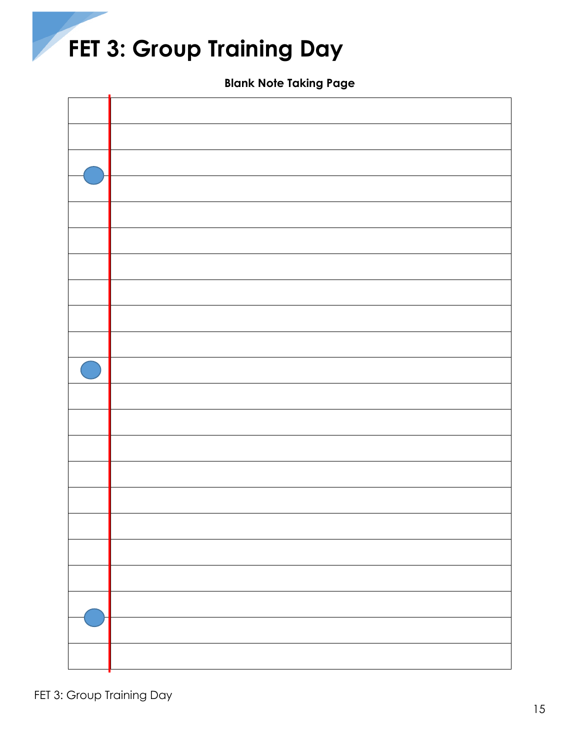# FET 3: Group Training Day

**Blank Note Taking Page**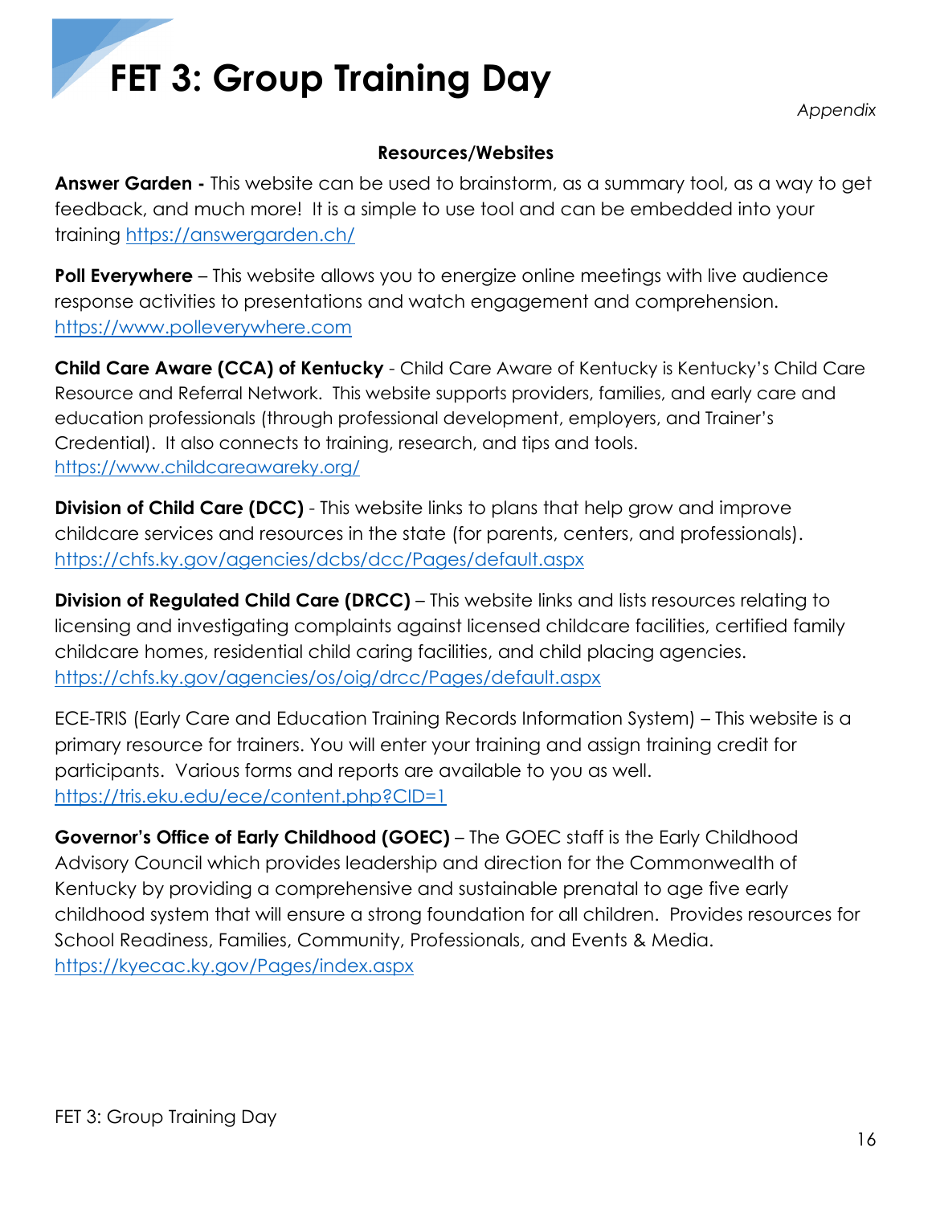# FET 3: Group Training Day

*Appendix*

**Resources/Websites**

**Answer Garden -** This website can be used to brainstorm, as a summary tool, as a way to get feedback, and much more! It is a simple to use tool and can be embedded into your training https://answergarden.ch/

**Poll Everywhere** – This website allows you to energize online meetings with live audience response activities to presentations and watch engagement and comprehension. https://www.polleverywhere.com

**Child Care Aware (CCA) of Kentucky** - Child Care Aware of Kentucky is Kentucky's Child Care Resource and Referral Network. This website supports providers, families, and early care and education professionals (through professional development, employers, and Trainer's Credential). It also connects to training, research, and tips and tools. https://www.childcareawareky.org/

**Division of Child Care (DCC)** - This website links to plans that help grow and improve childcare services and resources in the state (for parents, centers, and professionals). https://chfs.ky.gov/agencies/dcbs/dcc/Pages/default.aspx

**Division of Regulated Child Care (DRCC)** – This website links and lists resources relating to licensing and investigating complaints against licensed childcare facilities, certified family childcare homes, residential child caring facilities, and child placing agencies. https://chfs.ky.gov/agencies/os/oig/drcc/Pages/default.aspx

ECE-TRIS (Early Care and Education Training Records Information System) – This website is a primary resource for trainers. You will enter your training and assign training credit for participants. Various forms and reports are available to you as well. https://tris.eku.edu/ece/content.php?CID=1

**Governor's Office of Early Childhood (GOEC)** – The GOEC staff is the Early Childhood Advisory Council which provides leadership and direction for the Commonwealth of Kentucky by providing a comprehensive and sustainable prenatal to age five early childhood system that will ensure a strong foundation for all children. Provides resources for School Readiness, Families, Community, Professionals, and Events & Media. https://kyecac.ky.gov/Pages/index.aspx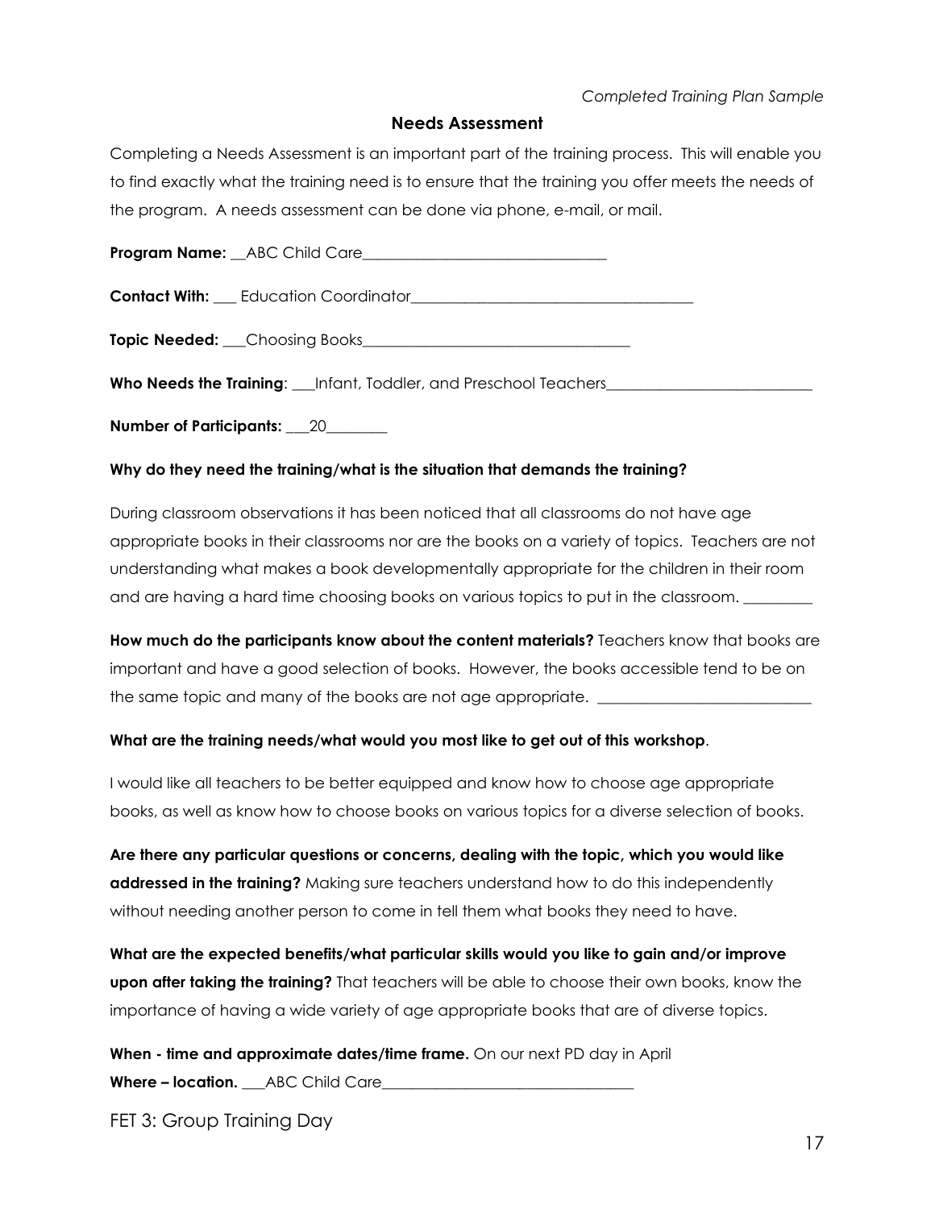*Completed Training Plan Sample*

## Needs Assessment

Completing a Needs Assessment is an important part of the training process. This will enable you to find exactly what the training need is to ensure that the training you offer meets the needs of the program. A needs assessment can be done via phone, e-mail, or mail.

**Program Name:** __ABC Child Care________________________________

**Contact With:** ___ Education Coordinator_____________________________________

**Topic Needed:** ___Choosing Books___________________________________

**Who Needs the Training**: ___Infant, Toddler, and Preschool Teachers___________________________

**Number of Participants:** ___20________

**Why do they need the training/what is the situation that demands the training?**

During classroom observations it has been noticed that all classrooms do not have age appropriate books in their classrooms nor are the books on a variety of topics. Teachers are not understanding what makes a book developmentally appropriate for the children in their room and are having a hard time choosing books on various topics to put in the classroom. _________

**How much do the participants know about the content materials?** Teachers know that books are important and have a good selection of books. However, the books accessible tend to be on the same topic and many of the books are not age appropriate. ____________________________

**What are the training needs/what would you most like to get out of this workshop**.

I would like all teachers to be better equipped and know how to choose age appropriate books, as well as know how to choose books on various topics for a diverse selection of books.

**Are there any particular questions or concerns, dealing with the topic, which you would like addressed in the training?** Making sure teachers understand how to do this independently without needing another person to come in tell them what books they need to have.

**What are the expected benefits/what particular skills would you like to gain and/or improve upon after taking the training?** That teachers will be able to choose their own books, know the importance of having a wide variety of age appropriate books that are of diverse topics.

**When - time and approximate dates/time frame.** On our next PD day in April

**Where – location.** ___ABC Child Care__________________________________

FET 3: Group Training Day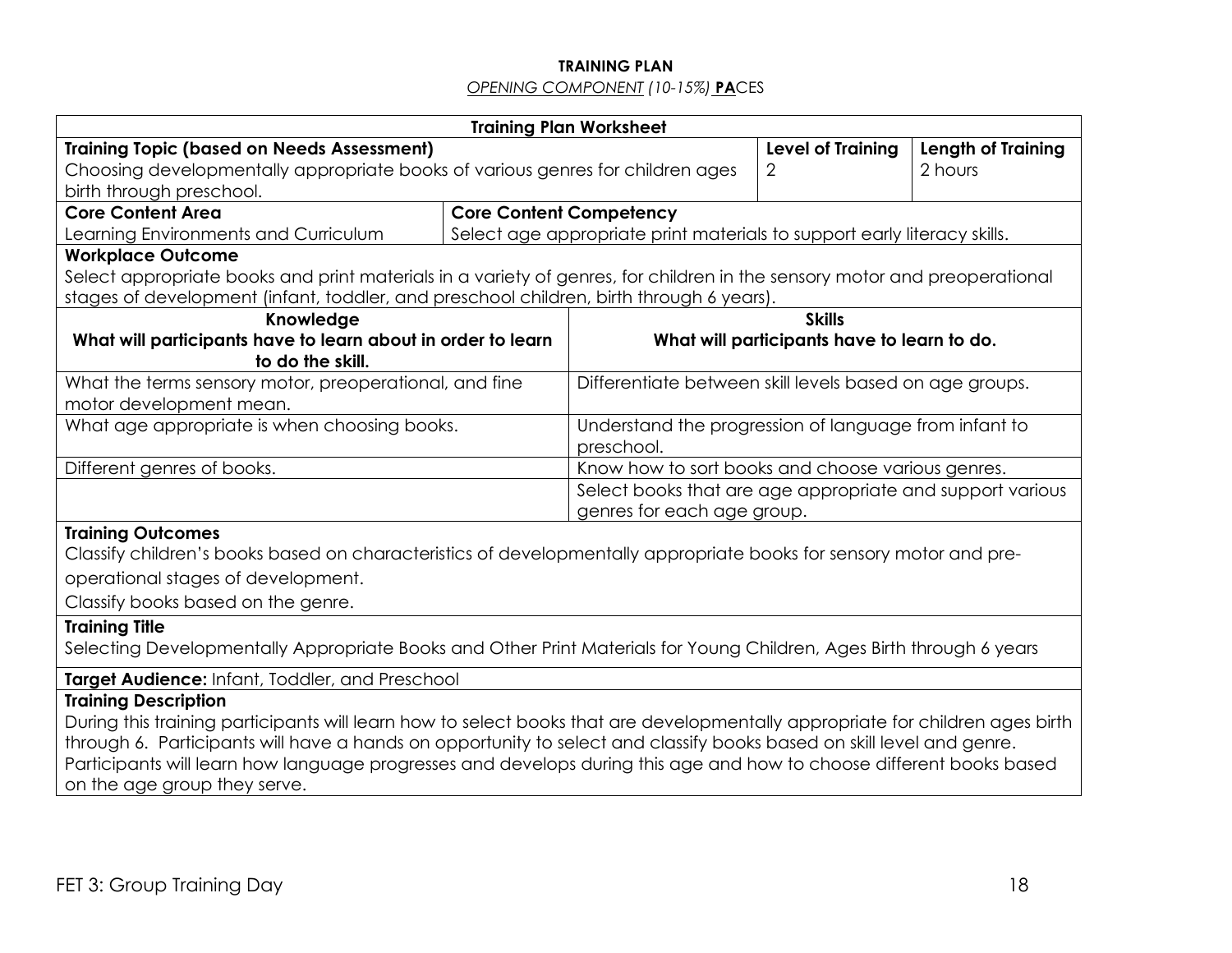**TRAINING PLAN**

*OPENING COMPONENT (10-15%)* **PA**CES

| Training Plan Worksheet | | | |
|---|---|---|---|
| **Training Topic (based on Needs Assessment)**<br>Choosing developmentally appropriate books of various genres for children ages birth through preschool. | | **Level of Training**<br>2 | **Length of Training**<br>2 hours |
| **Core Content Area**<br>Learning Environments and Curriculum | **Core Content Competency**<br>Select age appropriate print materials to support early literacy skills. | | |
| **Workplace Outcome**<br>Select appropriate books and print materials in a variety of genres, for children in the sensory motor and preoperational stages of development (infant, toddler, and preschool children, birth through 6 years). | | | |
| **Knowledge**<br>**What will participants have to learn about in order to learn to do the skill.** | **Skills**<br>**What will participants have to learn to do.** | | |
| What the terms sensory motor, preoperational, and fine motor development mean. | Differentiate between skill levels based on age groups. | | |
| What age appropriate is when choosing books. | Understand the progression of language from infant to preschool. | | |
| Different genres of books. | Know how to sort books and choose various genres. | | |
| | Select books that are age appropriate and support various genres for each age group. | | |
| **Training Outcomes**<br>Classify children's books based on characteristics of developmentally appropriate books for sensory motor and pre-operational stages of development.<br>Classify books based on the genre. | | | |
| **Training Title**<br>Selecting Developmentally Appropriate Books and Other Print Materials for Young Children, Ages Birth through 6 years | | | |
| **Target Audience:** Infant, Toddler, and Preschool | | | |
| **Training Description**<br>During this training participants will learn how to select books that are developmentally appropriate for children ages birth through 6. Participants will have a hands on opportunity to select and classify books based on skill level and genre. Participants will learn how language progresses and develops during this age and how to choose different books based on the age group they serve. | | | |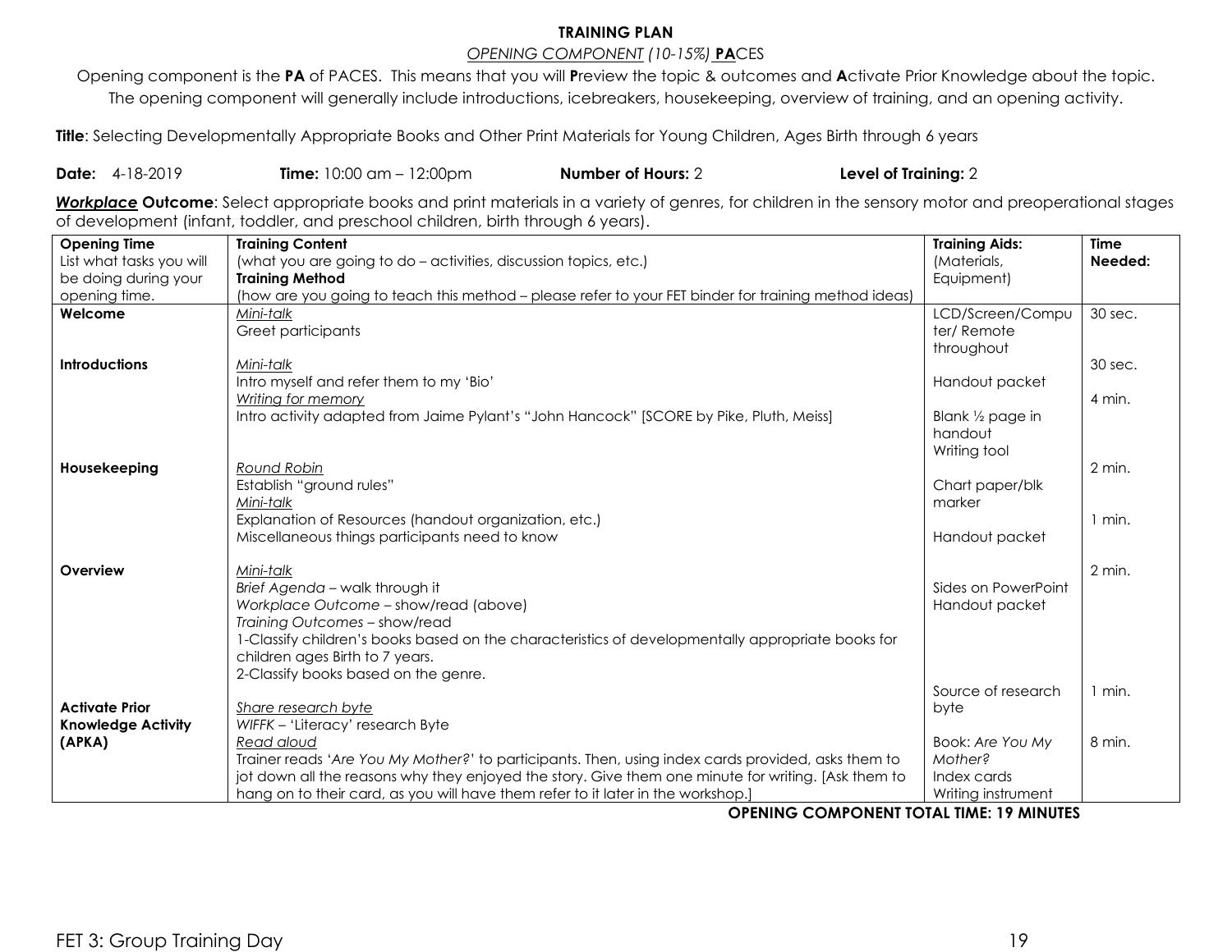**TRAINING PLAN**

*OPENING COMPONENT (10-15%)* **PA**CES

Opening component is the **PA** of PACES. This means that you will **P**review the topic & outcomes and **A**ctivate Prior Knowledge about the topic. The opening component will generally include introductions, icebreakers, housekeeping, overview of training, and an opening activity.

**Title**: Selecting Developmentally Appropriate Books and Other Print Materials for Young Children, Ages Birth through 6 years

**Date:** 4-18-2019 **Time:** 10:00 am – 12:00pm **Number of Hours:** 2 **Level of Training:** 2

***Workplace*** **Outcome**: Select appropriate books and print materials in a variety of genres, for children in the sensory motor and preoperational stages of development (infant, toddler, and preschool children, birth through 6 years).

| **Opening Time** List what tasks you will be doing during your opening time. | **Training Content** (what you are going to do – activities, discussion topics, etc.) **Training Method** (how are you going to teach this method – please refer to your FET binder for training method ideas) | **Training Aids:** (Materials, Equipment) | **Time Needed:** |
|---|---|---|---|
| **Welcome** | *Mini-talk* Greet participants | LCD/Screen/Computer/ Remote throughout | 30 sec. |
| **Introductions** | *Mini-talk* Intro myself and refer them to my 'Bio' | Handout packet | 30 sec. |
| | *Writing for memory* Intro activity adapted from Jaime Pylant's "John Hancock" [SCORE by Pike, Pluth, Meiss] | Blank ½ page in handout Writing tool | 4 min. |
| **Housekeeping** | *Round Robin* Establish "ground rules" | Chart paper/blk marker | 2 min. |
| | *Mini-talk* Explanation of Resources (handout organization, etc.) Miscellaneous things participants need to know | Handout packet | 1 min. |
| **Overview** | *Mini-talk* *Brief Agenda* – walk through it *Workplace Outcome* – show/read (above) *Training Outcomes* – show/read 1-Classify children's books based on the characteristics of developmentally appropriate books for children ages Birth to 7 years. 2-Classify books based on the genre. | Sides on PowerPoint Handout packet | 2 min. |
| **Activate Prior Knowledge Activity (APKA)** | *Share research byte* WIFFK – 'Literacy' research Byte | Source of research byte | 1 min. |
| | *Read aloud* Trainer reads '*Are You My Mother?*' to participants. Then, using index cards provided, asks them to jot down all the reasons why they enjoyed the story. Give them one minute for writing. [Ask them to hang on to their card, as you will have them refer to it later in the workshop.] | Book: *Are You My Mother?* Index cards Writing instrument | 8 min. |

**OPENING COMPONENT TOTAL TIME: 19 MINUTES**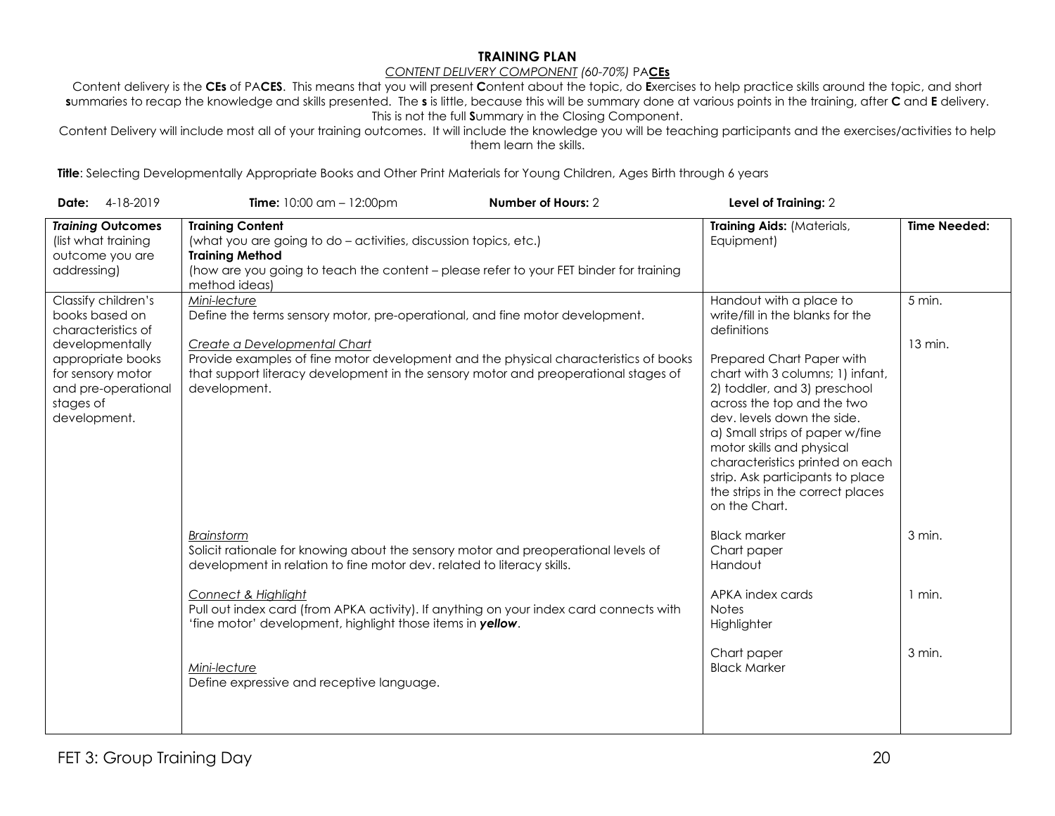# TRAINING PLAN

*CONTENT DELIVERY COMPONENT (60-70%)* PA**CEs**

Content delivery is the **CEs** of PA**CES**. This means that you will present **C**ontent about the topic, do **E**xercises to help practice skills around the topic, and short **s**ummaries to recap the knowledge and skills presented. The **s** is little, because this will be summary done at various points in the training, after **C** and **E** delivery. This is not the full **S**ummary in the Closing Component.

Content Delivery will include most all of your training outcomes. It will include the knowledge you will be teaching participants and the exercises/activities to help them learn the skills.

**Title**: Selecting Developmentally Appropriate Books and Other Print Materials for Young Children, Ages Birth through 6 years

**Date:** 4-18-2019 **Time:** 10:00 am – 12:00pm **Number of Hours:** 2 **Level of Training:** 2

| ***Training* Outcomes** (list what training outcome you are addressing) | **Training Content** (what you are going to do – activities, discussion topics, etc.) **Training Method** (how are you going to teach the content – please refer to your FET binder for training method ideas) | **Training Aids:** (Materials, Equipment) | **Time Needed:** |
|---|---|---|---|
| Classify children's books based on characteristics of developmentally appropriate books for sensory motor and pre-operational stages of development. | *Mini-lecture* Define the terms sensory motor, pre-operational, and fine motor development. | Handout with a place to write/fill in the blanks for the definitions | 5 min. |
| | *Create a Developmental Chart* Provide examples of fine motor development and the physical characteristics of books that support literacy development in the sensory motor and preoperational stages of development. | Prepared Chart Paper with chart with 3 columns; 1) infant, 2) toddler, and 3) preschool across the top and the two dev. levels down the side. a) Small strips of paper w/fine motor skills and physical characteristics printed on each strip. Ask participants to place the strips in the correct places on the Chart. | 13 min. |
| | *Brainstorm* Solicit rationale for knowing about the sensory motor and preoperational levels of development in relation to fine motor dev. related to literacy skills. | Black marker Chart paper Handout | 3 min. |
| | *Connect & Highlight* Pull out index card (from APKA activity). If anything on your index card connects with 'fine motor' development, highlight those items in ***yellow***. | APKA index cards Notes Highlighter | 1 min. |
| | *Mini-lecture* Define expressive and receptive language. | Chart paper Black Marker | 3 min. |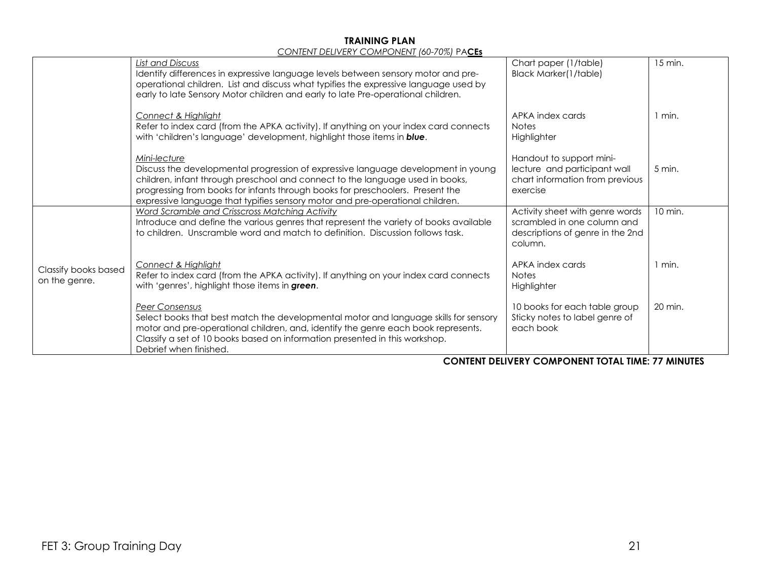**TRAINING PLAN**

*CONTENT DELIVERY COMPONENT (60-70%) PA**CEs***

| | | | |
|---|---|---|---|
| | *List and Discuss*<br>Identify differences in expressive language levels between sensory motor and pre-operational children. List and discuss what typifies the expressive language used by early to late Sensory Motor children and early to late Pre-operational children. | Chart paper (1/table)<br>Black Marker(1/table) | 15 min. |
| | *Connect & Highlight*<br>Refer to index card (from the APKA activity). If anything on your index card connects with 'children's language' development, highlight those items in ***blue***. | APKA index cards<br>Notes<br>Highlighter | 1 min. |
| | *Mini-lecture*<br>Discuss the developmental progression of expressive language development in young children, infant through preschool and connect to the language used in books, progressing from books for infants through books for preschoolers. Present the expressive language that typifies sensory motor and pre-operational children. | Handout to support mini-lecture and participant wall chart information from previous exercise | 5 min. |
| Classify books based on the genre. | *Word Scramble and Crisscross Matching Activity*<br>Introduce and define the various genres that represent the variety of books available to children. Unscramble word and match to definition. Discussion follows task. | Activity sheet with genre words scrambled in one column and descriptions of genre in the 2nd column. | 10 min. |
| | *Connect & Highlight*<br>Refer to index card (from the APKA activity). If anything on your index card connects with 'genres', highlight those items in ***green***. | APKA index cards<br>Notes<br>Highlighter | 1 min. |
| | *Peer Consensus*<br>Select books that best match the developmental motor and language skills for sensory motor and pre-operational children, and, identify the genre each book represents. Classify a set of 10 books based on information presented in this workshop. Debrief when finished. | 10 books for each table group<br>Sticky notes to label genre of each book | 20 min. |

**CONTENT DELIVERY COMPONENT TOTAL TIME: 77 MINUTES**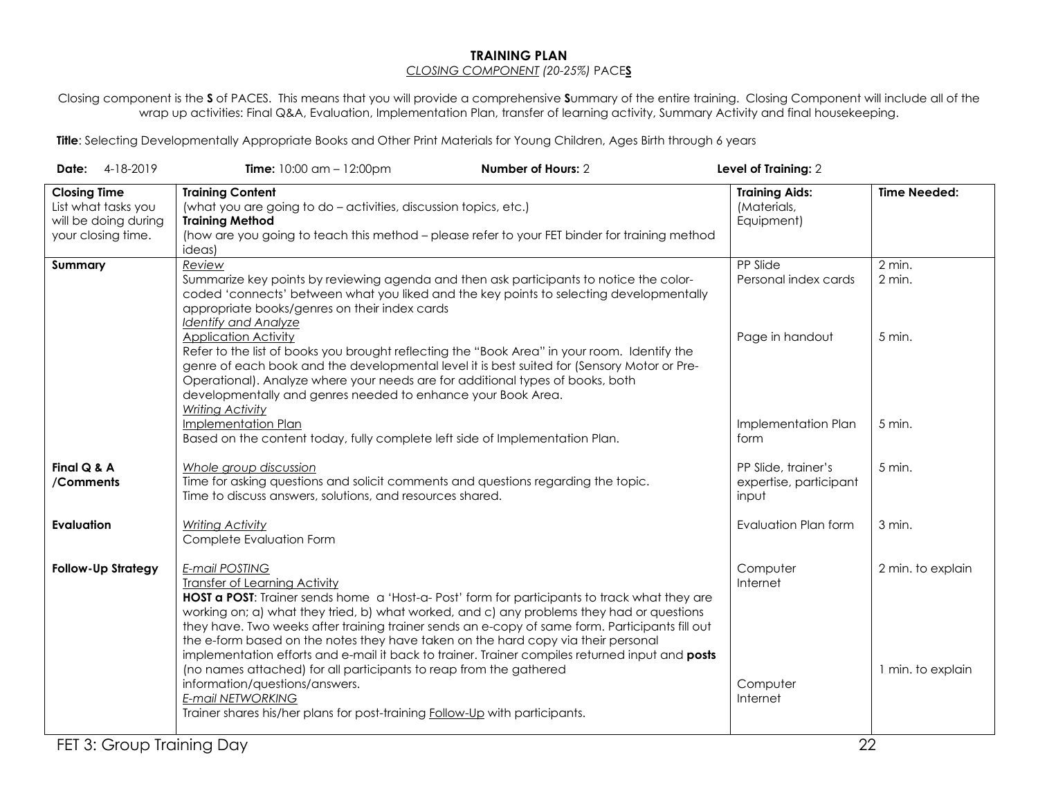# TRAINING PLAN

*CLOSING COMPONENT (20-25%)* PACE**S**

Closing component is the **S** of PACES. This means that you will provide a comprehensive **S**ummary of the entire training. Closing Component will include all of the wrap up activities: Final Q&A, Evaluation, Implementation Plan, transfer of learning activity, Summary Activity and final housekeeping.

**Title**: Selecting Developmentally Appropriate Books and Other Print Materials for Young Children, Ages Birth through 6 years

**Date:** 4-18-2019 **Time:** 10:00 am – 12:00pm **Number of Hours:** 2 **Level of Training:** 2

| **Closing Time**<br>List what tasks you will be doing during your closing time. | **Training Content**<br>(what you are going to do – activities, discussion topics, etc.)<br>**Training Method**<br>(how are you going to teach this method – please refer to your FET binder for training method ideas) | **Training Aids:**<br>(Materials, Equipment) | **Time Needed:** |
|---|---|---|---|
| **Summary** | *Review*<br>Summarize key points by reviewing agenda and then ask participants to notice the color-coded 'connects' between what you liked and the key points to selecting developmentally appropriate books/genres on their index cards | PP Slide<br>Personal index cards | 2 min.<br>2 min. |
| | *Identify and Analyze*<br>Application Activity<br>Refer to the list of books you brought reflecting the "Book Area" in your room. Identify the genre of each book and the developmental level it is best suited for (Sensory Motor or Pre-Operational). Analyze where your needs are for additional types of books, both developmentally and genres needed to enhance your Book Area. | Page in handout | 5 min. |
| | *Writing Activity*<br>Implementation Plan<br>Based on the content today, fully complete left side of Implementation Plan. | Implementation Plan form | 5 min. |
| **Final Q & A /Comments** | *Whole group discussion*<br>Time for asking questions and solicit comments and questions regarding the topic.<br>Time to discuss answers, solutions, and resources shared. | PP Slide, trainer's expertise, participant input | 5 min. |
| **Evaluation** | *Writing Activity*<br>Complete Evaluation Form | Evaluation Plan form | 3 min. |
| **Follow-Up Strategy** | *E-mail POSTING*<br>Transfer of Learning Activity<br>**HOST a POST**: Trainer sends home a 'Host-a- Post' form for participants to track what they are working on; a) what they tried, b) what worked, and c) any problems they had or questions they have. Two weeks after training trainer sends an e-copy of same form. Participants fill out the e-form based on the notes they have taken on the hard copy via their personal implementation efforts and e-mail it back to trainer. Trainer compiles returned input and **posts** (no names attached) for all participants to reap from the gathered information/questions/answers. | Computer<br>Internet | 2 min. to explain |
| | *E-mail NETWORKING*<br>Trainer shares his/her plans for post-training Follow-Up with participants. | Computer<br>Internet | 1 min. to explain |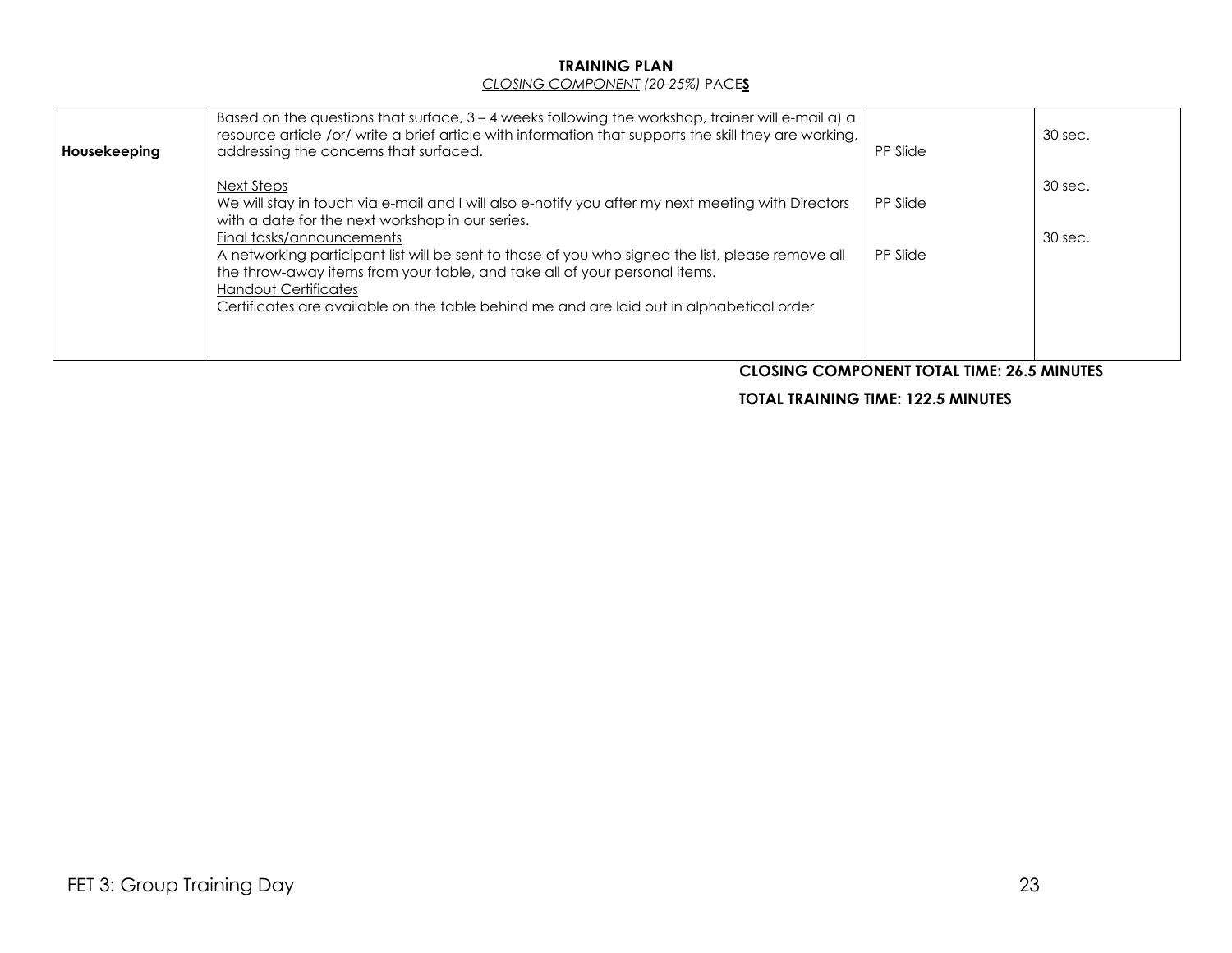**TRAINING PLAN**

*CLOSING COMPONENT (20-25%)* PACE**S**

| | | | |
|---|---|---|---|
| **Housekeeping** | Based on the questions that surface, 3 – 4 weeks following the workshop, trainer will e-mail a) a resource article /or/ write a brief article with information that supports the skill they are working, addressing the concerns that surfaced.<br><br>Next Steps<br>We will stay in touch via e-mail and I will also e-notify you after my next meeting with Directors with a date for the next workshop in our series.<br>Final tasks/announcements<br>A networking participant list will be sent to those of you who signed the list, please remove all the throw-away items from your table, and take all of your personal items.<br>Handout Certificates<br>Certificates are available on the table behind me and are laid out in alphabetical order | PP Slide<br><br>PP Slide<br><br>PP Slide | 30 sec.<br><br>30 sec.<br><br>30 sec. |

**CLOSING COMPONENT TOTAL TIME: 26.5 MINUTES**

**TOTAL TRAINING TIME: 122.5 MINUTES**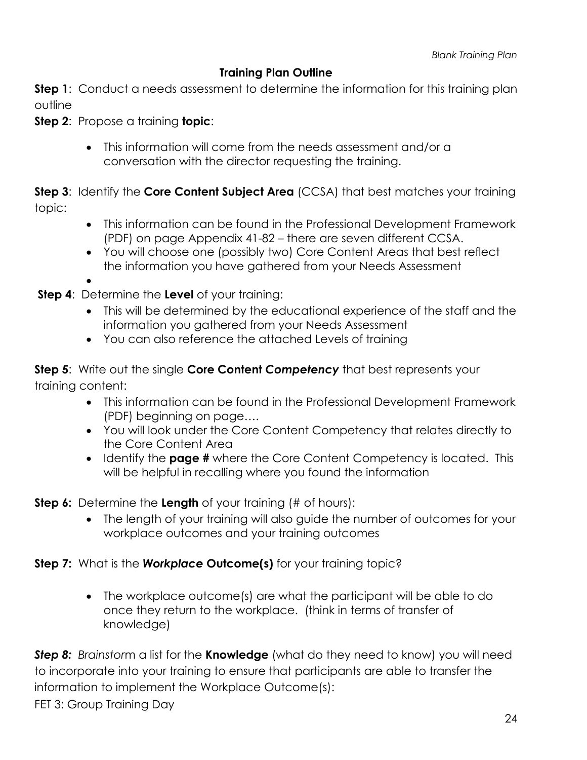## Training Plan Outline

**Step 1**: Conduct a needs assessment to determine the information for this training plan outline

**Step 2**: Propose a training **topic**:

- This information will come from the needs assessment and/or a conversation with the director requesting the training.

**Step 3**: Identify the **Core Content Subject Area** (CCSA) that best matches your training topic:

- This information can be found in the Professional Development Framework (PDF) on page Appendix 41-82 – there are seven different CCSA.
- You will choose one (possibly two) Core Content Areas that best reflect the information you have gathered from your Needs Assessment
-

**Step 4**: Determine the **Level** of your training:

- This will be determined by the educational experience of the staff and the information you gathered from your Needs Assessment
- You can also reference the attached Levels of training

**Step 5**: Write out the single **Core Content *Competency*** that best represents your training content:

- This information can be found in the Professional Development Framework (PDF) beginning on page….
- You will look under the Core Content Competency that relates directly to the Core Content Area
- Identify the **page #** where the Core Content Competency is located. This will be helpful in recalling where you found the information

**Step 6:** Determine the **Length** of your training (# of hours):

- The length of your training will also guide the number of outcomes for your workplace outcomes and your training outcomes

**Step 7:** What is the ***Workplace*** **Outcome(s)** for your training topic?

- The workplace outcome(s) are what the participant will be able to do once they return to the workplace. (think in terms of transfer of knowledge)

***Step 8:*** *Brainstorm* a list for the **Knowledge** (what do they need to know) you will need to incorporate into your training to ensure that participants are able to transfer the information to implement the Workplace Outcome(s):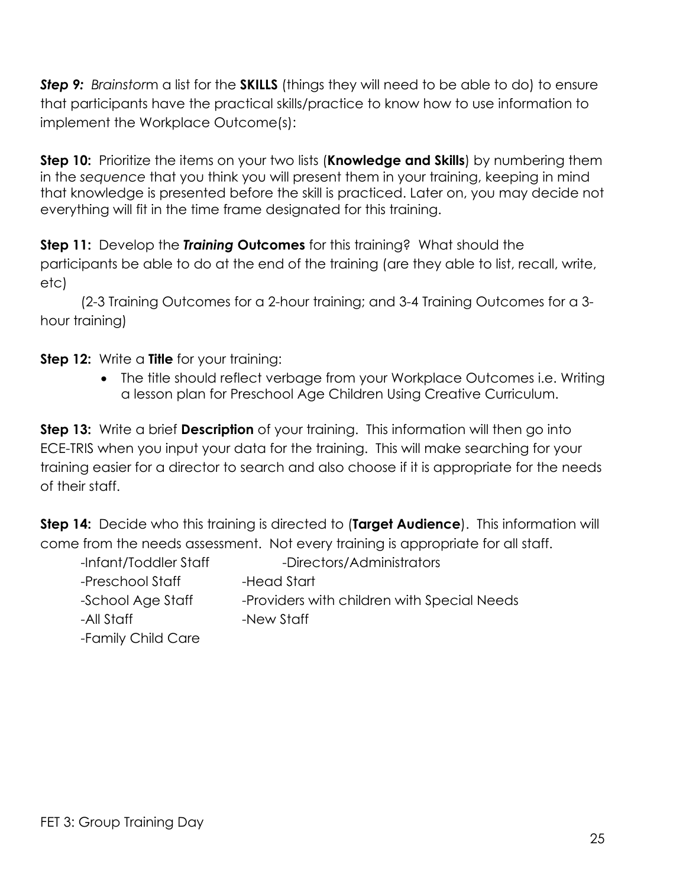***Step 9:*** *Brainstorm* a list for the **SKILLS** (things they will need to be able to do) to ensure that participants have the practical skills/practice to know how to use information to implement the Workplace Outcome(s):

**Step 10:** Prioritize the items on your two lists (**Knowledge and Skills**) by numbering them in the *sequence* that you think you will present them in your training, keeping in mind that knowledge is presented before the skill is practiced. Later on, you may decide not everything will fit in the time frame designated for this training.

**Step 11:** Develop the ***Training* Outcomes** for this training? What should the participants be able to do at the end of the training (are they able to list, recall, write, etc)

(2-3 Training Outcomes for a 2-hour training; and 3-4 Training Outcomes for a 3-hour training)

**Step 12:** Write a **Title** for your training:

- The title should reflect verbage from your Workplace Outcomes i.e. Writing a lesson plan for Preschool Age Children Using Creative Curriculum.

**Step 13:** Write a brief **Description** of your training. This information will then go into ECE-TRIS when you input your data for the training. This will make searching for your training easier for a director to search and also choose if it is appropriate for the needs of their staff.

**Step 14:** Decide who this training is directed to (**Target Audience**). This information will come from the needs assessment. Not every training is appropriate for all staff.

-Infant/Toddler Staff
-Directors/Administrators
-Preschool Staff
-Head Start
-School Age Staff
-Providers with children with Special Needs
-All Staff
-New Staff
-Family Child Care

FET 3: Group Training Day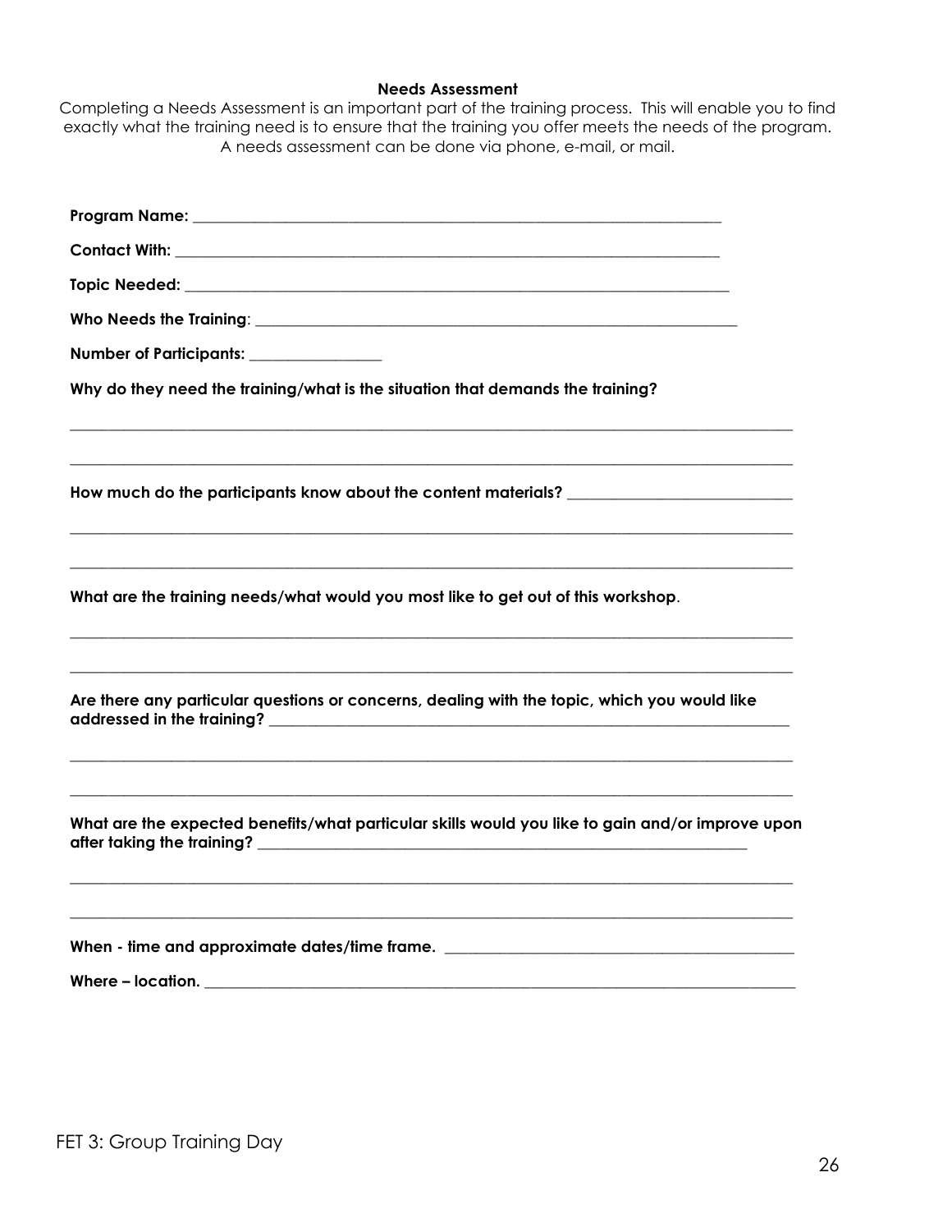## Needs Assessment

Completing a Needs Assessment is an important part of the training process. This will enable you to find exactly what the training need is to ensure that the training you offer meets the needs of the program. A needs assessment can be done via phone, e-mail, or mail.

**Program Name:** ______________________________________________________________________

**Contact With:** ______________________________________________________________________

**Topic Needed:** ______________________________________________________________________

**Who Needs the Training**: _______________________________________________________________

**Number of Participants:** ________________

**Why do they need the training/what is the situation that demands the training?**

_____________________________________________________________________________________________

_____________________________________________________________________________________________

**How much do the participants know about the content materials?** ___________________________

_____________________________________________________________________________________________

_____________________________________________________________________________________________

**What are the training needs/what would you most like to get out of this workshop**.

_____________________________________________________________________________________________

_____________________________________________________________________________________________

**Are there any particular questions or concerns, dealing with the topic, which you would like addressed in the training?** _______________________________________________________________

_____________________________________________________________________________________________

_____________________________________________________________________________________________

**What are the expected benefits/what particular skills would you like to gain and/or improve upon after taking the training?** _____________________________________________________________

_____________________________________________________________________________________________

_____________________________________________________________________________________________

**When - time and approximate dates/time frame.** ___________________________________________

**Where – location.** _____________________________________________________________________

FET 3: Group Training Day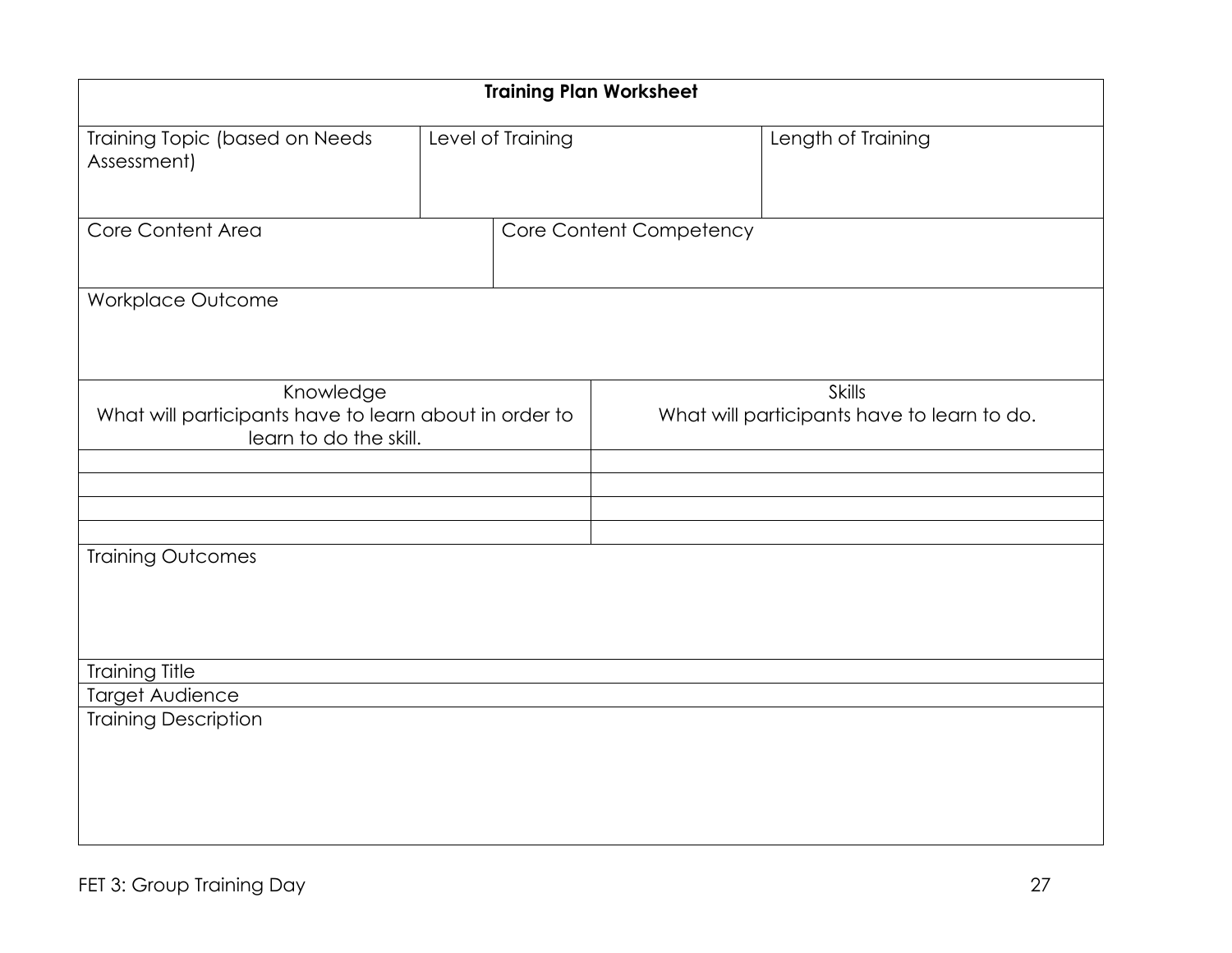**Training Plan Worksheet**

| Training Topic (based on Needs Assessment) | Level of Training | Length of Training |
|---|---|---|
| | | |

| Core Content Area | Core Content Competency |
|---|---|
| | |

| Workplace Outcome |
|---|
| |

| Knowledge<br>What will participants have to learn about in order to learn to do the skill. | Skills<br>What will participants have to learn to do. |
|---|---|
| | |
| | |
| | |
| | |

| Training Outcomes |
|---|
| |

| Training Title |
|---|
| Target Audience |
| Training Description |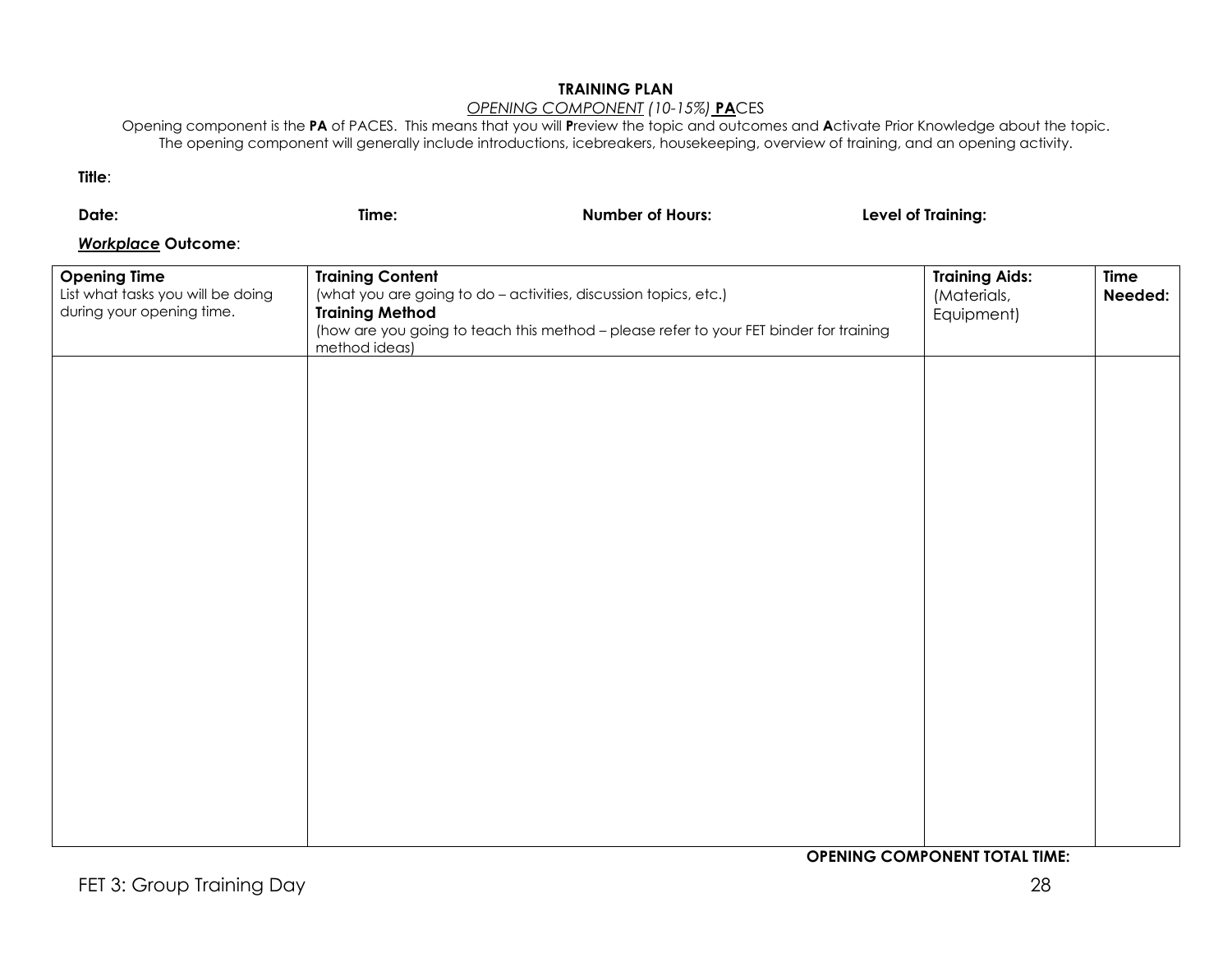**TRAINING PLAN**

*OPENING COMPONENT (10-15%)* **PA**CES

Opening component is the **PA** of PACES. This means that you will **P**review the topic and outcomes and **A**ctivate Prior Knowledge about the topic. The opening component will generally include introductions, icebreakers, housekeeping, overview of training, and an opening activity.

**Title**:

**Date:** **Time:** **Number of Hours:** **Level of Training:**

***Workplace* Outcome**:

| **Opening Time**<br>List what tasks you will be doing during your opening time. | **Training Content**<br>(what you are going to do – activities, discussion topics, etc.)<br>**Training Method**<br>(how are you going to teach this method – please refer to your FET binder for training method ideas) | **Training Aids:**<br>(Materials, Equipment) | **Time Needed:** |
|---|---|---|---|
| | | | |

**OPENING COMPONENT TOTAL TIME:**

FET 3: Group Training Day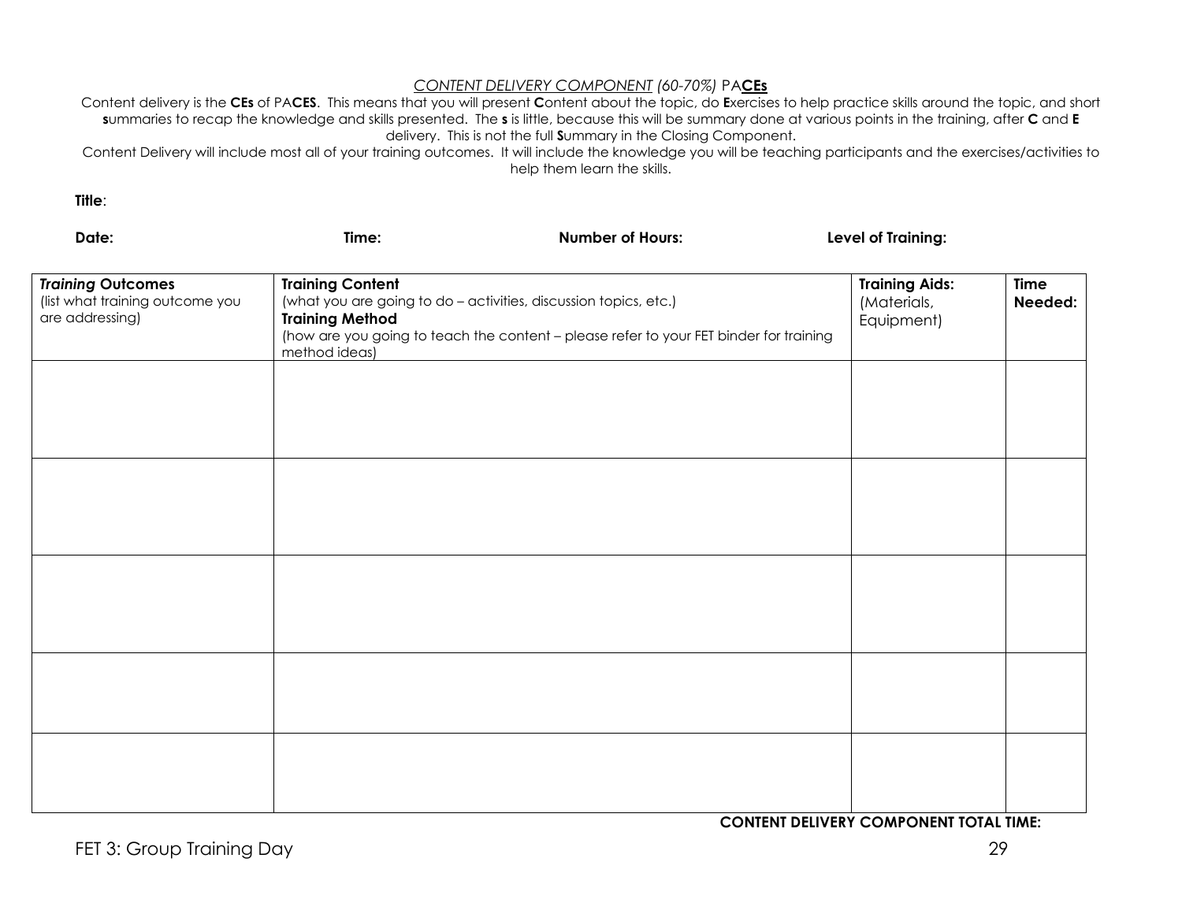## *CONTENT DELIVERY COMPONENT (60-70%)* PA**CEs**

Content delivery is the **CEs** of PA**CES**. This means that you will present **C**ontent about the topic, do **E**xercises to help practice skills around the topic, and short **s**ummaries to recap the knowledge and skills presented. The **s** is little, because this will be summary done at various points in the training, after **C** and **E** delivery. This is not the full **S**ummary in the Closing Component.

Content Delivery will include most all of your training outcomes. It will include the knowledge you will be teaching participants and the exercises/activities to help them learn the skills.

**Title**:

**Date:** **Time:** **Number of Hours:** **Level of Training:**

| ***Training* Outcomes** (list what training outcome you are addressing) | **Training Content** (what you are going to do – activities, discussion topics, etc.) **Training Method** (how are you going to teach the content – please refer to your FET binder for training method ideas) | **Training Aids:** (Materials, Equipment) | **Time Needed:** |
|---|---|---|---|
| | | | |
| | | | |
| | | | |
| | | | |
| | | | |

**CONTENT DELIVERY COMPONENT TOTAL TIME:**

FET 3: Group Training Day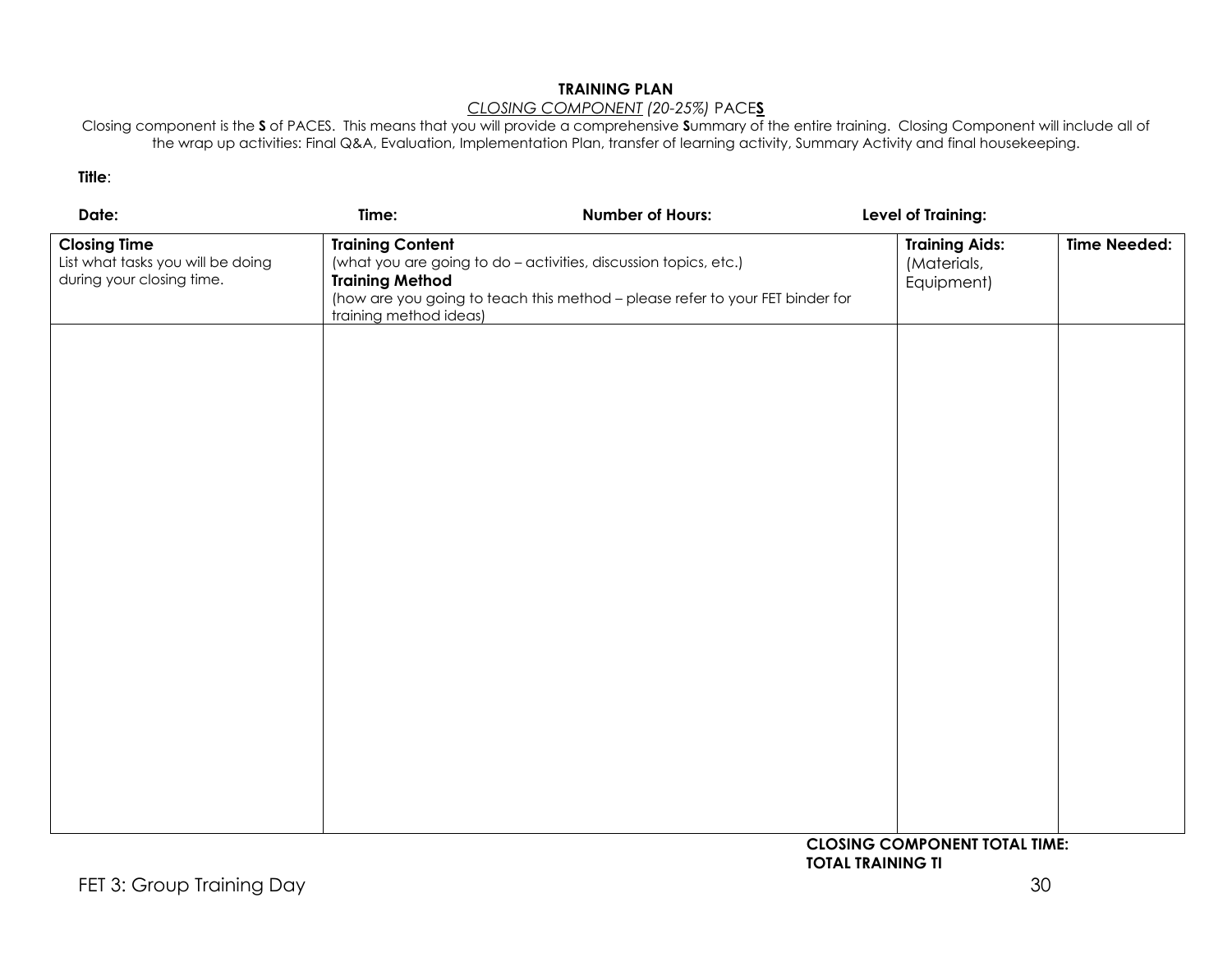# TRAINING PLAN

*CLOSING COMPONENT (20-25%)* PACE**S**

Closing component is the **S** of PACES. This means that you will provide a comprehensive **S**ummary of the entire training. Closing Component will include all of the wrap up activities: Final Q&A, Evaluation, Implementation Plan, transfer of learning activity, Summary Activity and final housekeeping.

**Title**:

**Date:** **Time:** **Number of Hours:** **Level of Training:**

| **Closing Time**<br>List what tasks you will be doing during your closing time. | **Training Content**<br>(what you are going to do – activities, discussion topics, etc.)<br>**Training Method**<br>(how are you going to teach this method – please refer to your FET binder for training method ideas) | **Training Aids:**<br>(Materials, Equipment) | **Time Needed:** |
|---|---|---|---|
| | | | |

**CLOSING COMPONENT TOTAL TIME:**
**TOTAL TRAINING TI**

FET 3: Group Training Day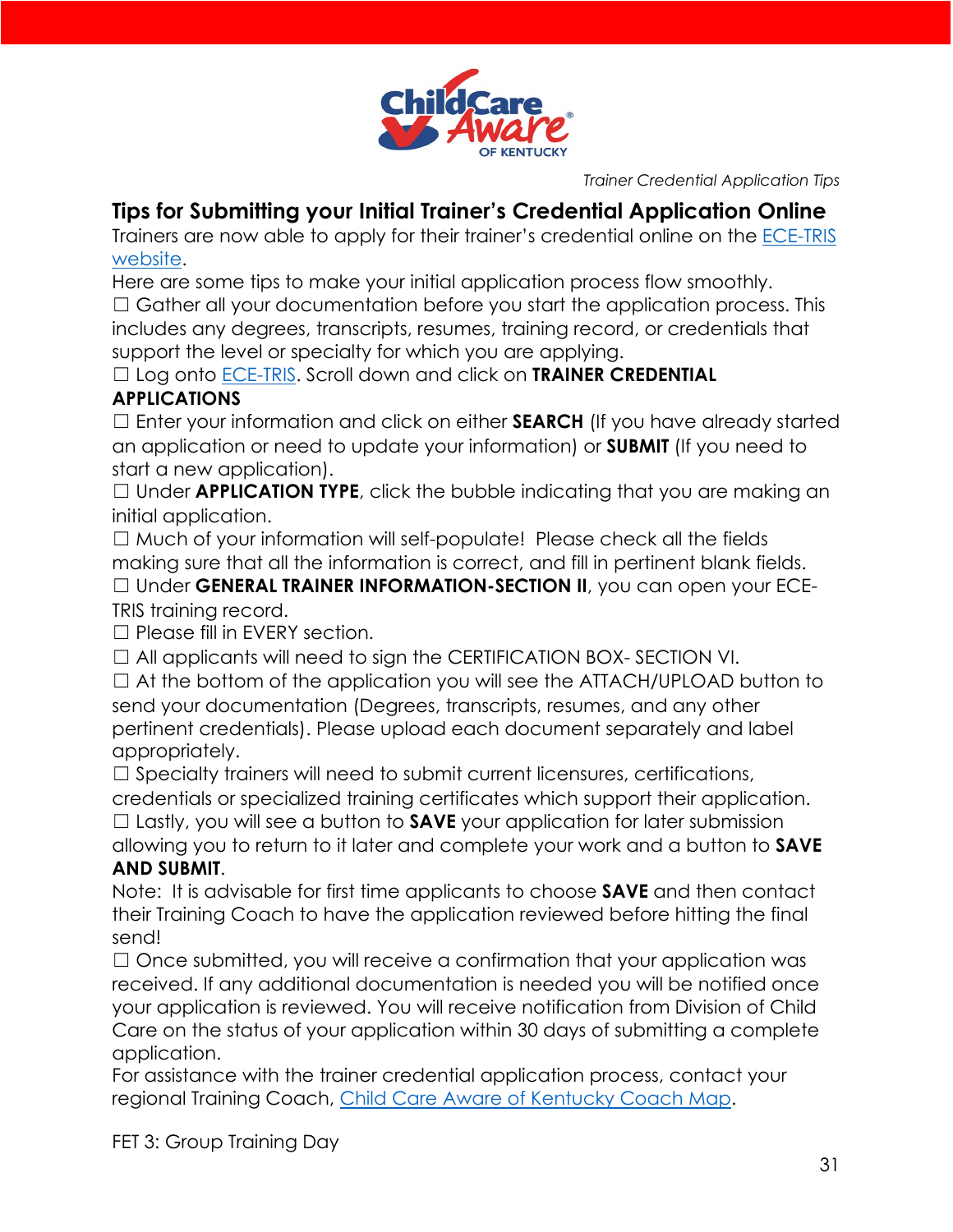*Trainer Credential Application Tips*

## Tips for Submitting your Initial Trainer's Credential Application Online

Trainers are now able to apply for their trainer's credential online on the ECE-TRIS website.

Here are some tips to make your initial application process flow smoothly.

☐ Gather all your documentation before you start the application process. This includes any degrees, transcripts, resumes, training record, or credentials that support the level or specialty for which you are applying.

☐ Log onto ECE-TRIS. Scroll down and click on **TRAINER CREDENTIAL APPLICATIONS**

☐ Enter your information and click on either **SEARCH** (If you have already started an application or need to update your information) or **SUBMIT** (If you need to start a new application).

☐ Under **APPLICATION TYPE**, click the bubble indicating that you are making an initial application.

☐ Much of your information will self-populate! Please check all the fields making sure that all the information is correct, and fill in pertinent blank fields.

☐ Under **GENERAL TRAINER INFORMATION-SECTION II**, you can open your ECE-TRIS training record.

☐ Please fill in EVERY section.

☐ All applicants will need to sign the CERTIFICATION BOX- SECTION VI.

☐ At the bottom of the application you will see the ATTACH/UPLOAD button to send your documentation (Degrees, transcripts, resumes, and any other pertinent credentials). Please upload each document separately and label appropriately.

☐ Specialty trainers will need to submit current licensures, certifications, credentials or specialized training certificates which support their application.

☐ Lastly, you will see a button to **SAVE** your application for later submission allowing you to return to it later and complete your work and a button to **SAVE AND SUBMIT**.

Note: It is advisable for first time applicants to choose **SAVE** and then contact their Training Coach to have the application reviewed before hitting the final send!

☐ Once submitted, you will receive a confirmation that your application was received. If any additional documentation is needed you will be notified once your application is reviewed. You will receive notification from Division of Child Care on the status of your application within 30 days of submitting a complete application.

For assistance with the trainer credential application process, contact your regional Training Coach, Child Care Aware of Kentucky Coach Map.